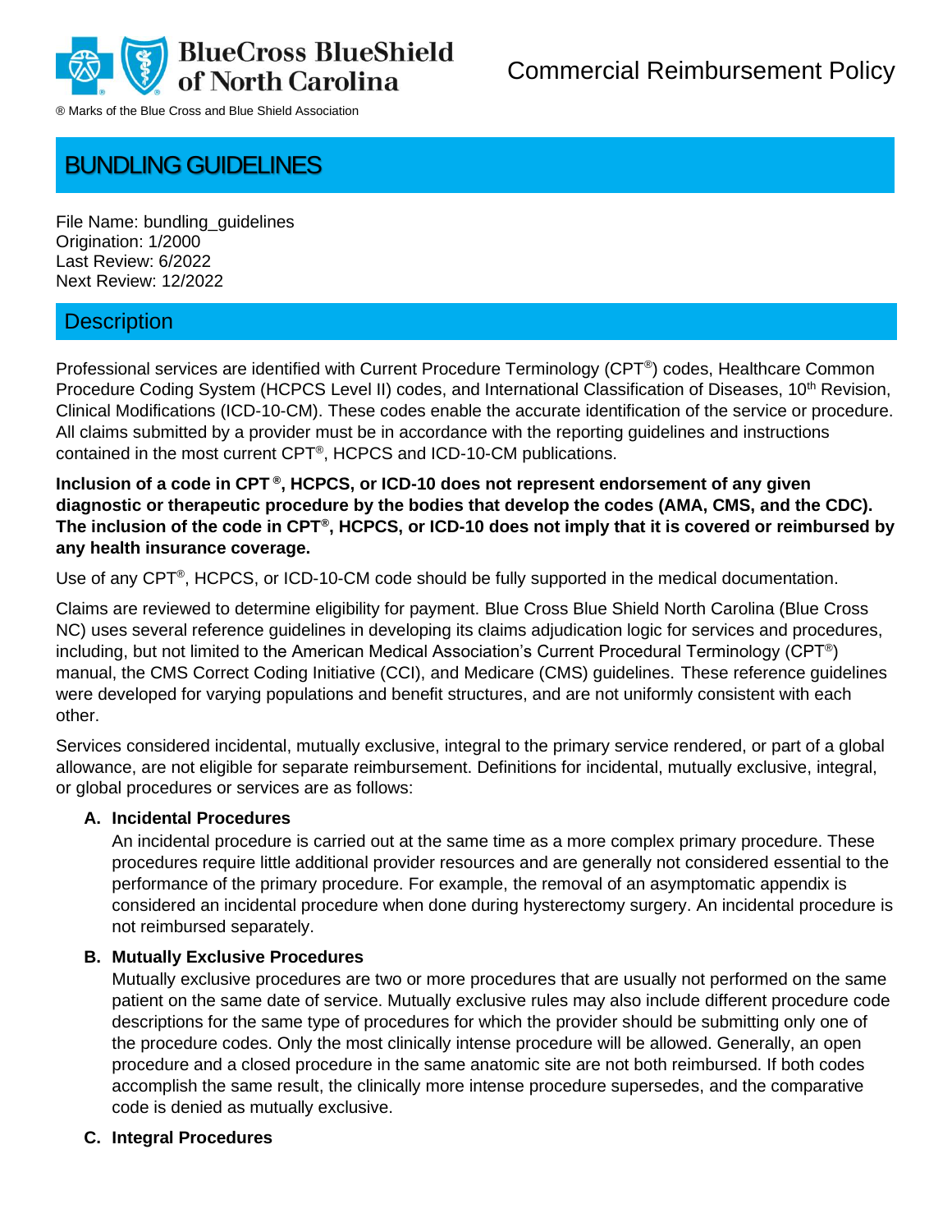BlueCross BlueShield of North Carolina

® Marks of the Blue Cross and Blue Shield Association

Commercial Reimbursement Policy

# BUNDLING GUIDELINES

File Name: bundling_guidelines
Origination: 1/2000
Last Review: 6/2022
Next Review: 12/2022

## Description

Professional services are identified with Current Procedure Terminology (CPT®) codes, Healthcare Common Procedure Coding System (HCPCS Level II) codes, and International Classification of Diseases, 10th Revision, Clinical Modifications (ICD-10-CM). These codes enable the accurate identification of the service or procedure. All claims submitted by a provider must be in accordance with the reporting guidelines and instructions contained in the most current CPT®, HCPCS and ICD-10-CM publications.

**Inclusion of a code in CPT®, HCPCS, or ICD-10 does not represent endorsement of any given diagnostic or therapeutic procedure by the bodies that develop the codes (AMA, CMS, and the CDC). The inclusion of the code in CPT®, HCPCS, or ICD-10 does not imply that it is covered or reimbursed by any health insurance coverage.**

Use of any CPT®, HCPCS, or ICD-10-CM code should be fully supported in the medical documentation.

Claims are reviewed to determine eligibility for payment. Blue Cross Blue Shield North Carolina (Blue Cross NC) uses several reference guidelines in developing its claims adjudication logic for services and procedures, including, but not limited to the American Medical Association's Current Procedural Terminology (CPT®) manual, the CMS Correct Coding Initiative (CCI), and Medicare (CMS) guidelines. These reference guidelines were developed for varying populations and benefit structures, and are not uniformly consistent with each other.

Services considered incidental, mutually exclusive, integral to the primary service rendered, or part of a global allowance, are not eligible for separate reimbursement. Definitions for incidental, mutually exclusive, integral, or global procedures or services are as follows:

**A. Incidental Procedures**
An incidental procedure is carried out at the same time as a more complex primary procedure. These procedures require little additional provider resources and are generally not considered essential to the performance of the primary procedure. For example, the removal of an asymptomatic appendix is considered an incidental procedure when done during hysterectomy surgery. An incidental procedure is not reimbursed separately.

**B. Mutually Exclusive Procedures**
Mutually exclusive procedures are two or more procedures that are usually not performed on the same patient on the same date of service. Mutually exclusive rules may also include different procedure code descriptions for the same type of procedures for which the provider should be submitting only one of the procedure codes. Only the most clinically intense procedure will be allowed. Generally, an open procedure and a closed procedure in the same anatomic site are not both reimbursed. If both codes accomplish the same result, the clinically more intense procedure supersedes, and the comparative code is denied as mutually exclusive.

**C. Integral Procedures**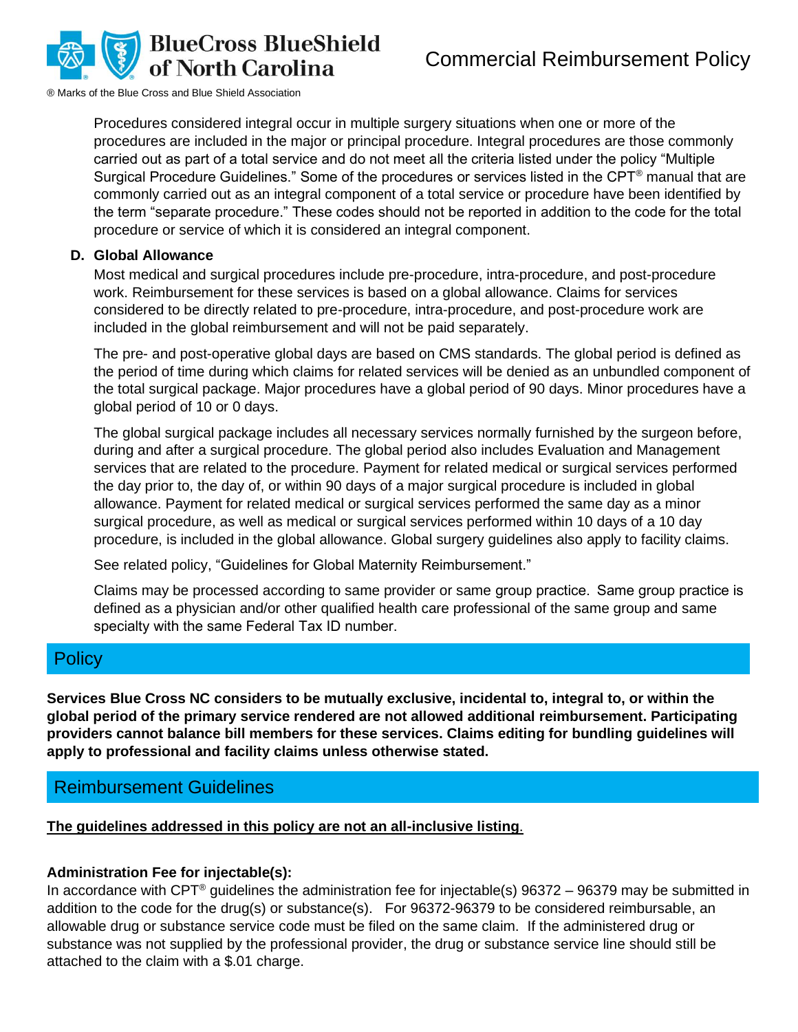Procedures considered integral occur in multiple surgery situations when one or more of the procedures are included in the major or principal procedure. Integral procedures are those commonly carried out as part of a total service and do not meet all the criteria listed under the policy "Multiple Surgical Procedure Guidelines." Some of the procedures or services listed in the CPT® manual that are commonly carried out as an integral component of a total service or procedure have been identified by the term "separate procedure." These codes should not be reported in addition to the code for the total procedure or service of which it is considered an integral component.

**D. Global Allowance**

Most medical and surgical procedures include pre-procedure, intra-procedure, and post-procedure work. Reimbursement for these services is based on a global allowance. Claims for services considered to be directly related to pre-procedure, intra-procedure, and post-procedure work are included in the global reimbursement and will not be paid separately.

The pre- and post-operative global days are based on CMS standards. The global period is defined as the period of time during which claims for related services will be denied as an unbundled component of the total surgical package. Major procedures have a global period of 90 days. Minor procedures have a global period of 10 or 0 days.

The global surgical package includes all necessary services normally furnished by the surgeon before, during and after a surgical procedure. The global period also includes Evaluation and Management services that are related to the procedure. Payment for related medical or surgical services performed the day prior to, the day of, or within 90 days of a major surgical procedure is included in global allowance. Payment for related medical or surgical services performed the same day as a minor surgical procedure, as well as medical or surgical services performed within 10 days of a 10 day procedure, is included in the global allowance. Global surgery guidelines also apply to facility claims.

See related policy, "Guidelines for Global Maternity Reimbursement."

Claims may be processed according to same provider or same group practice. Same group practice is defined as a physician and/or other qualified health care professional of the same group and same specialty with the same Federal Tax ID number.

## Policy

**Services Blue Cross NC considers to be mutually exclusive, incidental to, integral to, or within the global period of the primary service rendered are not allowed additional reimbursement. Participating providers cannot balance bill members for these services. Claims editing for bundling guidelines will apply to professional and facility claims unless otherwise stated.**

## Reimbursement Guidelines

**The guidelines addressed in this policy are not an all-inclusive listing.**

**Administration Fee for injectable(s):**

In accordance with CPT® guidelines the administration fee for injectable(s) 96372 – 96379 may be submitted in addition to the code for the drug(s) or substance(s). For 96372-96379 to be considered reimbursable, an allowable drug or substance service code must be filed on the same claim. If the administered drug or substance was not supplied by the professional provider, the drug or substance service line should still be attached to the claim with a $.01 charge.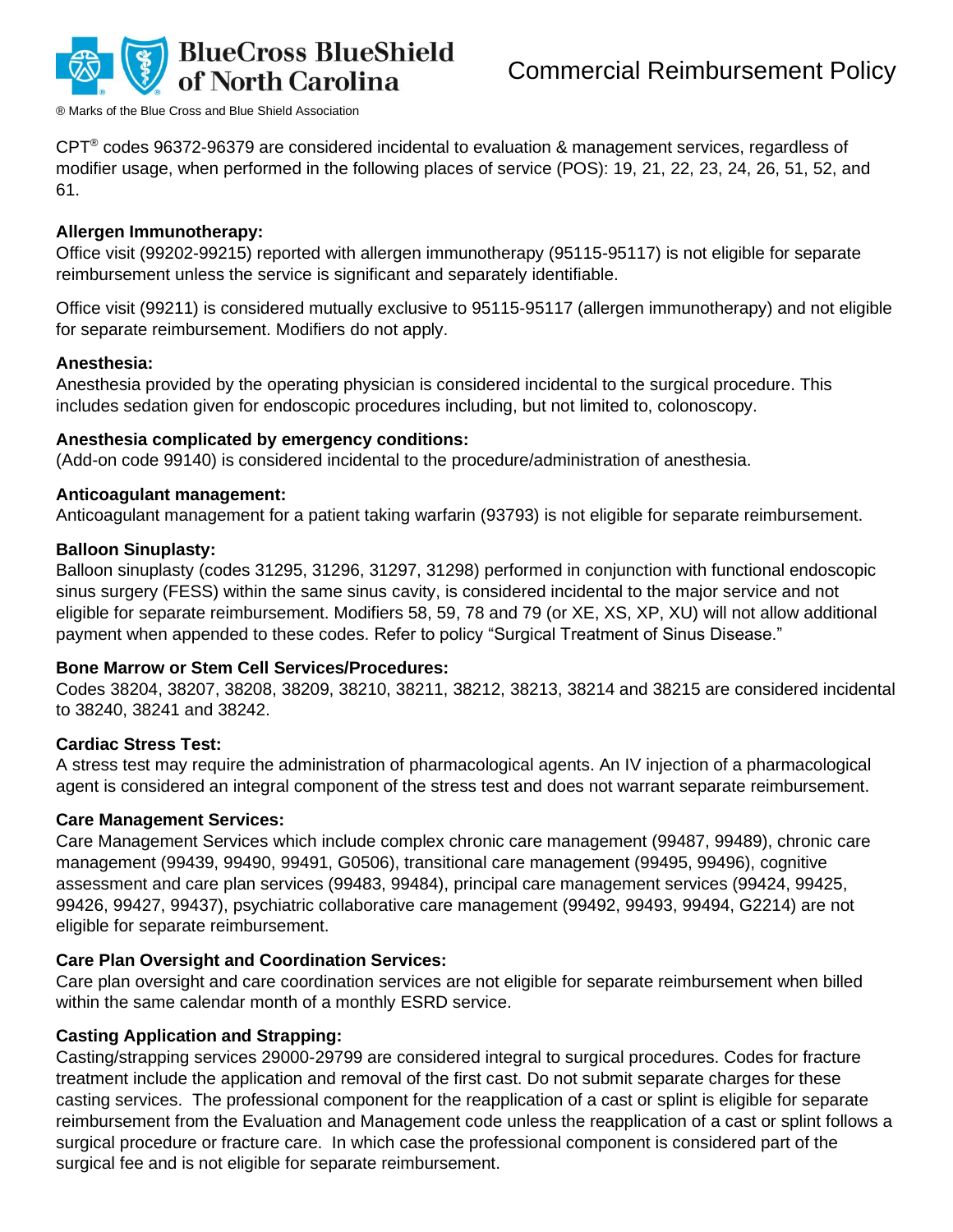CPT® codes 96372-96379 are considered incidental to evaluation & management services, regardless of modifier usage, when performed in the following places of service (POS): 19, 21, 22, 23, 24, 26, 51, 52, and 61.

**Allergen Immunotherapy:**
Office visit (99202-99215) reported with allergen immunotherapy (95115-95117) is not eligible for separate reimbursement unless the service is significant and separately identifiable.

Office visit (99211) is considered mutually exclusive to 95115-95117 (allergen immunotherapy) and not eligible for separate reimbursement. Modifiers do not apply.

**Anesthesia:**
Anesthesia provided by the operating physician is considered incidental to the surgical procedure. This includes sedation given for endoscopic procedures including, but not limited to, colonoscopy.

**Anesthesia complicated by emergency conditions:**
(Add-on code 99140) is considered incidental to the procedure/administration of anesthesia.

**Anticoagulant management:**
Anticoagulant management for a patient taking warfarin (93793) is not eligible for separate reimbursement.

**Balloon Sinuplasty:**
Balloon sinuplasty (codes 31295, 31296, 31297, 31298) performed in conjunction with functional endoscopic sinus surgery (FESS) within the same sinus cavity, is considered incidental to the major service and not eligible for separate reimbursement. Modifiers 58, 59, 78 and 79 (or XE, XS, XP, XU) will not allow additional payment when appended to these codes. Refer to policy "Surgical Treatment of Sinus Disease."

**Bone Marrow or Stem Cell Services/Procedures:**
Codes 38204, 38207, 38208, 38209, 38210, 38211, 38212, 38213, 38214 and 38215 are considered incidental to 38240, 38241 and 38242.

**Cardiac Stress Test:**
A stress test may require the administration of pharmacological agents. An IV injection of a pharmacological agent is considered an integral component of the stress test and does not warrant separate reimbursement.

**Care Management Services:**
Care Management Services which include complex chronic care management (99487, 99489), chronic care management (99439, 99490, 99491, G0506), transitional care management (99495, 99496), cognitive assessment and care plan services (99483, 99484), principal care management services (99424, 99425, 99426, 99427, 99437), psychiatric collaborative care management (99492, 99493, 99494, G2214) are not eligible for separate reimbursement.

**Care Plan Oversight and Coordination Services:**
Care plan oversight and care coordination services are not eligible for separate reimbursement when billed within the same calendar month of a monthly ESRD service.

**Casting Application and Strapping:**
Casting/strapping services 29000-29799 are considered integral to surgical procedures. Codes for fracture treatment include the application and removal of the first cast. Do not submit separate charges for these casting services. The professional component for the reapplication of a cast or splint is eligible for separate reimbursement from the Evaluation and Management code unless the reapplication of a cast or splint follows a surgical procedure or fracture care. In which case the professional component is considered part of the surgical fee and is not eligible for separate reimbursement.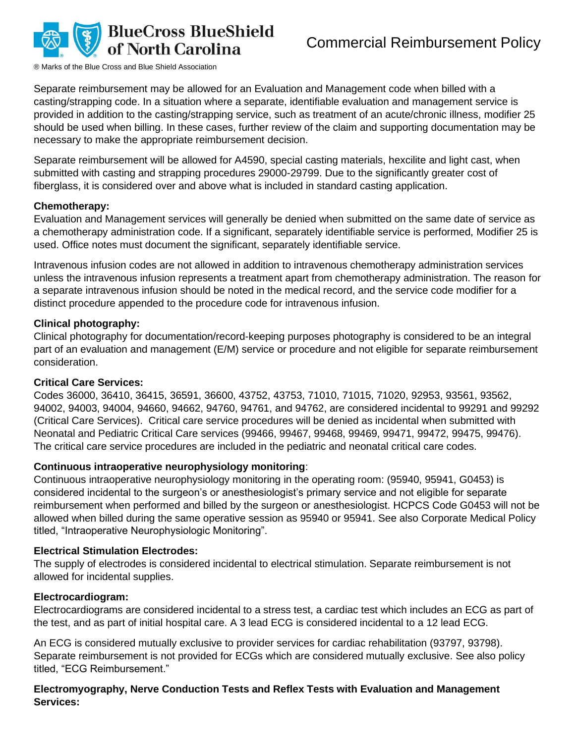Separate reimbursement may be allowed for an Evaluation and Management code when billed with a casting/strapping code. In a situation where a separate, identifiable evaluation and management service is provided in addition to the casting/strapping service, such as treatment of an acute/chronic illness, modifier 25 should be used when billing. In these cases, further review of the claim and supporting documentation may be necessary to make the appropriate reimbursement decision.

Separate reimbursement will be allowed for A4590, special casting materials, hexcilite and light cast, when submitted with casting and strapping procedures 29000-29799. Due to the significantly greater cost of fiberglass, it is considered over and above what is included in standard casting application.

**Chemotherapy:**
Evaluation and Management services will generally be denied when submitted on the same date of service as a chemotherapy administration code. If a significant, separately identifiable service is performed, Modifier 25 is used. Office notes must document the significant, separately identifiable service.

Intravenous infusion codes are not allowed in addition to intravenous chemotherapy administration services unless the intravenous infusion represents a treatment apart from chemotherapy administration. The reason for a separate intravenous infusion should be noted in the medical record, and the service code modifier for a distinct procedure appended to the procedure code for intravenous infusion.

**Clinical photography:**
Clinical photography for documentation/record-keeping purposes photography is considered to be an integral part of an evaluation and management (E/M) service or procedure and not eligible for separate reimbursement consideration.

**Critical Care Services:**
Codes 36000, 36410, 36415, 36591, 36600, 43752, 43753, 71010, 71015, 71020, 92953, 93561, 93562, 94002, 94003, 94004, 94660, 94662, 94760, 94761, and 94762, are considered incidental to 99291 and 99292 (Critical Care Services). Critical care service procedures will be denied as incidental when submitted with Neonatal and Pediatric Critical Care services (99466, 99467, 99468, 99469, 99471, 99472, 99475, 99476). The critical care service procedures are included in the pediatric and neonatal critical care codes.

**Continuous intraoperative neurophysiology monitoring**:
Continuous intraoperative neurophysiology monitoring in the operating room: (95940, 95941, G0453) is considered incidental to the surgeon's or anesthesiologist's primary service and not eligible for separate reimbursement when performed and billed by the surgeon or anesthesiologist. HCPCS Code G0453 will not be allowed when billed during the same operative session as 95940 or 95941. See also Corporate Medical Policy titled, "Intraoperative Neurophysiologic Monitoring".

**Electrical Stimulation Electrodes:**
The supply of electrodes is considered incidental to electrical stimulation. Separate reimbursement is not allowed for incidental supplies.

**Electrocardiogram:**
Electrocardiograms are considered incidental to a stress test, a cardiac test which includes an ECG as part of the test, and as part of initial hospital care. A 3 lead ECG is considered incidental to a 12 lead ECG.

An ECG is considered mutually exclusive to provider services for cardiac rehabilitation (93797, 93798). Separate reimbursement is not provided for ECGs which are considered mutually exclusive. See also policy titled, "ECG Reimbursement."

**Electromyography, Nerve Conduction Tests and Reflex Tests with Evaluation and Management Services:**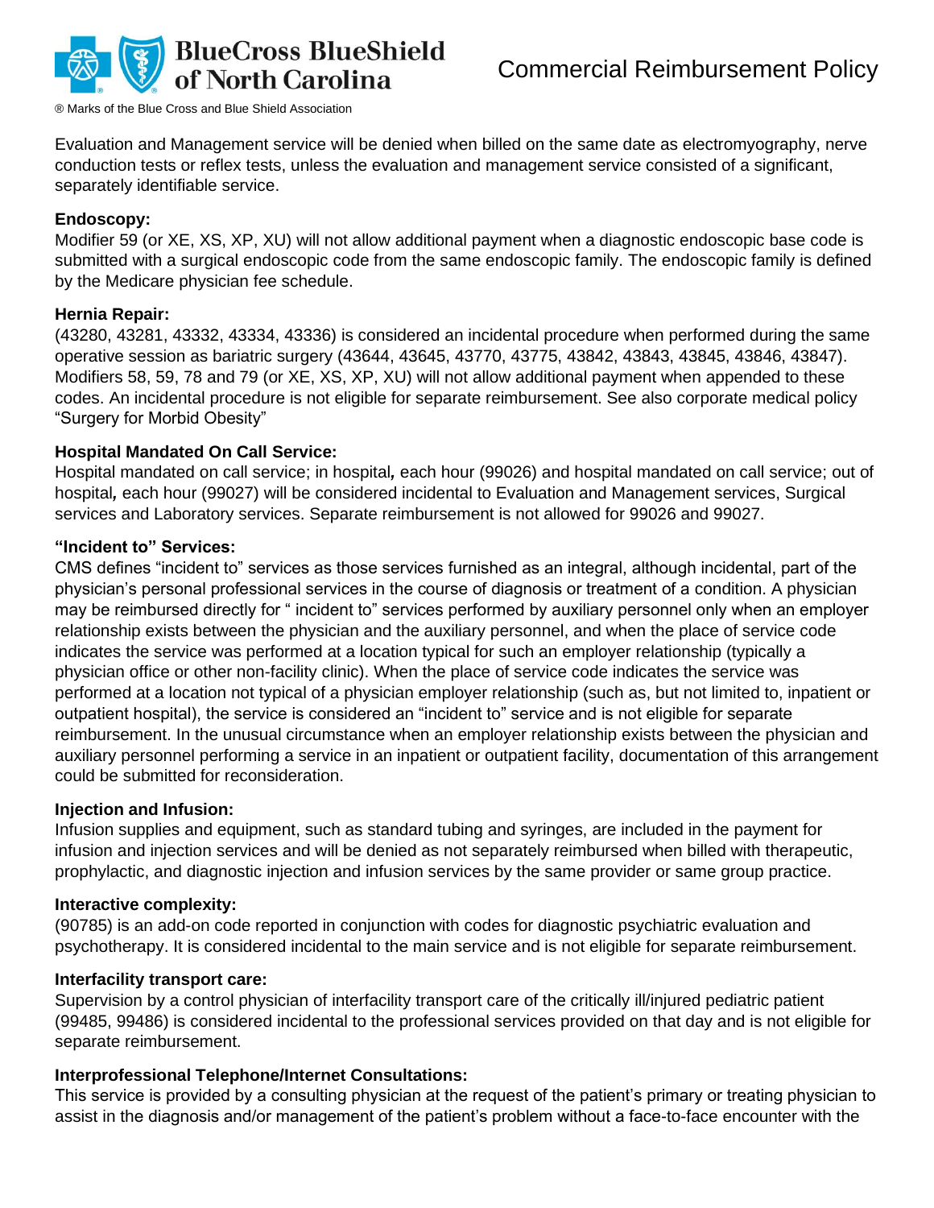Evaluation and Management service will be denied when billed on the same date as electromyography, nerve conduction tests or reflex tests, unless the evaluation and management service consisted of a significant, separately identifiable service.

**Endoscopy:**
Modifier 59 (or XE, XS, XP, XU) will not allow additional payment when a diagnostic endoscopic base code is submitted with a surgical endoscopic code from the same endoscopic family. The endoscopic family is defined by the Medicare physician fee schedule.

**Hernia Repair:**
(43280, 43281, 43332, 43334, 43336) is considered an incidental procedure when performed during the same operative session as bariatric surgery (43644, 43645, 43770, 43775, 43842, 43843, 43845, 43846, 43847). Modifiers 58, 59, 78 and 79 (or XE, XS, XP, XU) will not allow additional payment when appended to these codes. An incidental procedure is not eligible for separate reimbursement. See also corporate medical policy "Surgery for Morbid Obesity"

**Hospital Mandated On Call Service:**
Hospital mandated on call service; in hospital*,* each hour (99026) and hospital mandated on call service; out of hospital*,* each hour (99027) will be considered incidental to Evaluation and Management services, Surgical services and Laboratory services. Separate reimbursement is not allowed for 99026 and 99027.

**"Incident to" Services:**
CMS defines "incident to" services as those services furnished as an integral, although incidental, part of the physician's personal professional services in the course of diagnosis or treatment of a condition. A physician may be reimbursed directly for " incident to" services performed by auxiliary personnel only when an employer relationship exists between the physician and the auxiliary personnel, and when the place of service code indicates the service was performed at a location typical for such an employer relationship (typically a physician office or other non-facility clinic). When the place of service code indicates the service was performed at a location not typical of a physician employer relationship (such as, but not limited to, inpatient or outpatient hospital), the service is considered an "incident to" service and is not eligible for separate reimbursement. In the unusual circumstance when an employer relationship exists between the physician and auxiliary personnel performing a service in an inpatient or outpatient facility, documentation of this arrangement could be submitted for reconsideration.

**Injection and Infusion:**
Infusion supplies and equipment, such as standard tubing and syringes, are included in the payment for infusion and injection services and will be denied as not separately reimbursed when billed with therapeutic, prophylactic, and diagnostic injection and infusion services by the same provider or same group practice.

**Interactive complexity:**
(90785) is an add-on code reported in conjunction with codes for diagnostic psychiatric evaluation and psychotherapy. It is considered incidental to the main service and is not eligible for separate reimbursement.

**Interfacility transport care:**
Supervision by a control physician of interfacility transport care of the critically ill/injured pediatric patient (99485, 99486) is considered incidental to the professional services provided on that day and is not eligible for separate reimbursement.

**Interprofessional Telephone/Internet Consultations:**
This service is provided by a consulting physician at the request of the patient's primary or treating physician to assist in the diagnosis and/or management of the patient's problem without a face-to-face encounter with the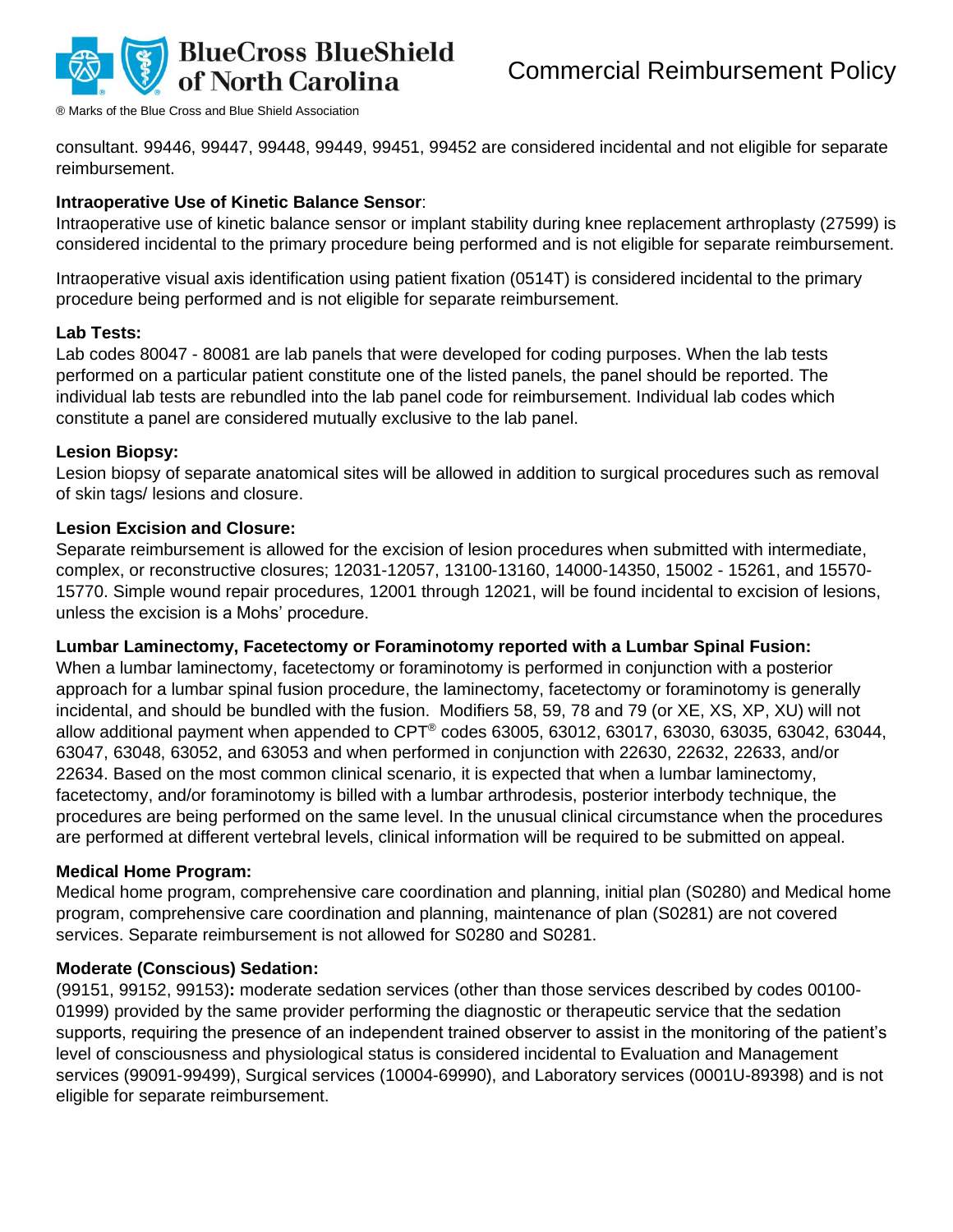consultant. 99446, 99447, 99448, 99449, 99451, 99452 are considered incidental and not eligible for separate reimbursement.

**Intraoperative Use of Kinetic Balance Sensor**:
Intraoperative use of kinetic balance sensor or implant stability during knee replacement arthroplasty (27599) is considered incidental to the primary procedure being performed and is not eligible for separate reimbursement.

Intraoperative visual axis identification using patient fixation (0514T) is considered incidental to the primary procedure being performed and is not eligible for separate reimbursement.

**Lab Tests:**
Lab codes 80047 - 80081 are lab panels that were developed for coding purposes. When the lab tests performed on a particular patient constitute one of the listed panels, the panel should be reported. The individual lab tests are rebundled into the lab panel code for reimbursement. Individual lab codes which constitute a panel are considered mutually exclusive to the lab panel.

**Lesion Biopsy:**
Lesion biopsy of separate anatomical sites will be allowed in addition to surgical procedures such as removal of skin tags/ lesions and closure.

**Lesion Excision and Closure:**
Separate reimbursement is allowed for the excision of lesion procedures when submitted with intermediate, complex, or reconstructive closures; 12031-12057, 13100-13160, 14000-14350, 15002 - 15261, and 15570-15770. Simple wound repair procedures, 12001 through 12021, will be found incidental to excision of lesions, unless the excision is a Mohs' procedure.

**Lumbar Laminectomy, Facetectomy or Foraminotomy reported with a Lumbar Spinal Fusion:**
When a lumbar laminectomy, facetectomy or foraminotomy is performed in conjunction with a posterior approach for a lumbar spinal fusion procedure, the laminectomy, facetectomy or foraminotomy is generally incidental, and should be bundled with the fusion. Modifiers 58, 59, 78 and 79 (or XE, XS, XP, XU) will not allow additional payment when appended to CPT® codes 63005, 63012, 63017, 63030, 63035, 63042, 63044, 63047, 63048, 63052, and 63053 and when performed in conjunction with 22630, 22632, 22633, and/or 22634. Based on the most common clinical scenario, it is expected that when a lumbar laminectomy, facetectomy, and/or foraminotomy is billed with a lumbar arthrodesis, posterior interbody technique, the procedures are being performed on the same level. In the unusual clinical circumstance when the procedures are performed at different vertebral levels, clinical information will be required to be submitted on appeal.

**Medical Home Program:**
Medical home program, comprehensive care coordination and planning, initial plan (S0280) and Medical home program, comprehensive care coordination and planning, maintenance of plan (S0281) are not covered services. Separate reimbursement is not allowed for S0280 and S0281.

**Moderate (Conscious) Sedation:**
(99151, 99152, 99153)**:** moderate sedation services (other than those services described by codes 00100-01999) provided by the same provider performing the diagnostic or therapeutic service that the sedation supports, requiring the presence of an independent trained observer to assist in the monitoring of the patient's level of consciousness and physiological status is considered incidental to Evaluation and Management services (99091-99499), Surgical services (10004-69990), and Laboratory services (0001U-89398) and is not eligible for separate reimbursement.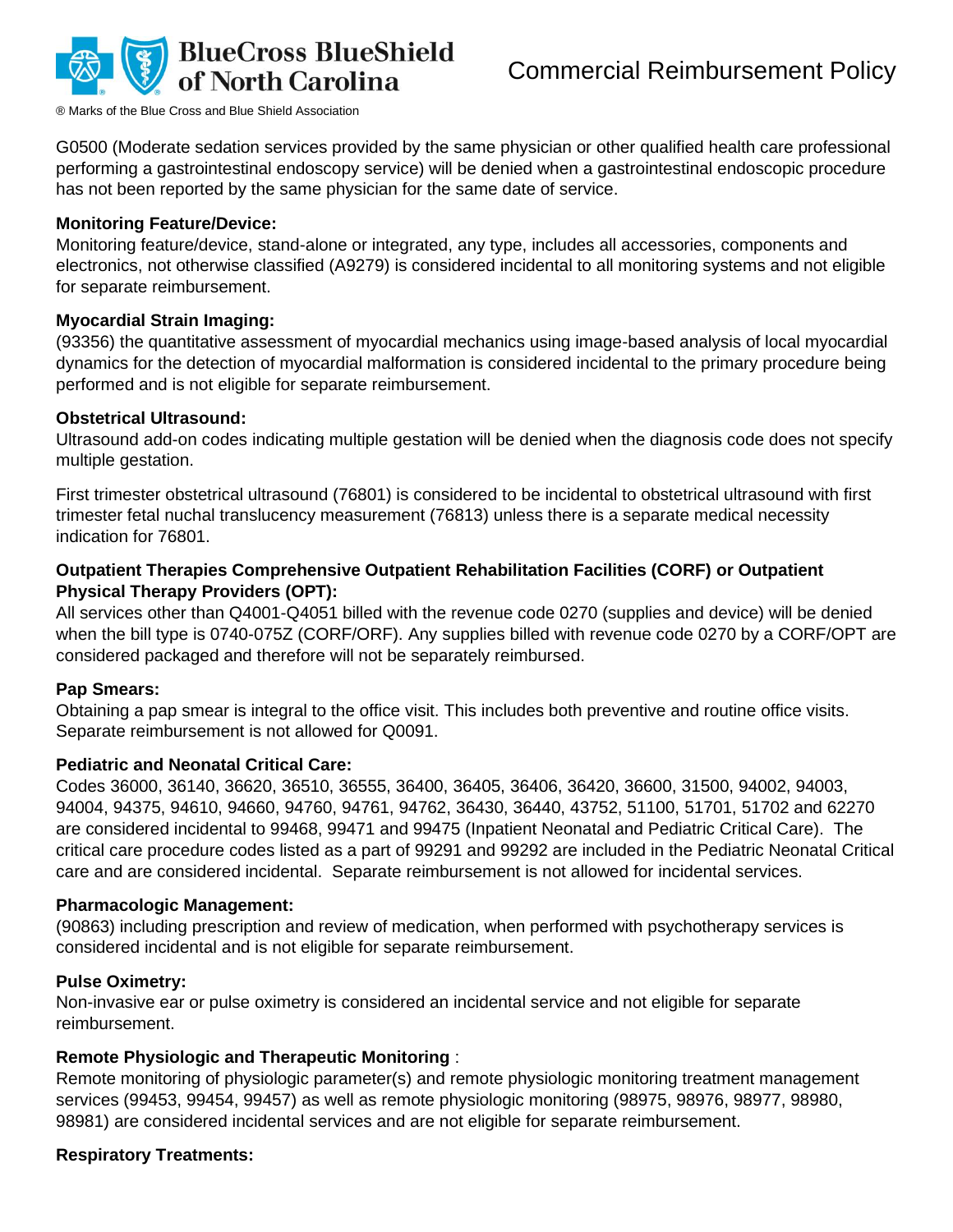G0500 (Moderate sedation services provided by the same physician or other qualified health care professional performing a gastrointestinal endoscopy service) will be denied when a gastrointestinal endoscopic procedure has not been reported by the same physician for the same date of service.

**Monitoring Feature/Device:**
Monitoring feature/device, stand-alone or integrated, any type, includes all accessories, components and electronics, not otherwise classified (A9279) is considered incidental to all monitoring systems and not eligible for separate reimbursement.

**Myocardial Strain Imaging:**
(93356) the quantitative assessment of myocardial mechanics using image-based analysis of local myocardial dynamics for the detection of myocardial malformation is considered incidental to the primary procedure being performed and is not eligible for separate reimbursement.

**Obstetrical Ultrasound:**
Ultrasound add-on codes indicating multiple gestation will be denied when the diagnosis code does not specify multiple gestation.

First trimester obstetrical ultrasound (76801) is considered to be incidental to obstetrical ultrasound with first trimester fetal nuchal translucency measurement (76813) unless there is a separate medical necessity indication for 76801.

**Outpatient Therapies Comprehensive Outpatient Rehabilitation Facilities (CORF) or Outpatient Physical Therapy Providers (OPT):**
All services other than Q4001-Q4051 billed with the revenue code 0270 (supplies and device) will be denied when the bill type is 0740-075Z (CORF/ORF). Any supplies billed with revenue code 0270 by a CORF/OPT are considered packaged and therefore will not be separately reimbursed.

**Pap Smears:**
Obtaining a pap smear is integral to the office visit. This includes both preventive and routine office visits. Separate reimbursement is not allowed for Q0091.

**Pediatric and Neonatal Critical Care:**
Codes 36000, 36140, 36620, 36510, 36555, 36400, 36405, 36406, 36420, 36600, 31500, 94002, 94003, 94004, 94375, 94610, 94660, 94760, 94761, 94762, 36430, 36440, 43752, 51100, 51701, 51702 and 62270 are considered incidental to 99468, 99471 and 99475 (Inpatient Neonatal and Pediatric Critical Care). The critical care procedure codes listed as a part of 99291 and 99292 are included in the Pediatric Neonatal Critical care and are considered incidental. Separate reimbursement is not allowed for incidental services.

**Pharmacologic Management:**
(90863) including prescription and review of medication, when performed with psychotherapy services is considered incidental and is not eligible for separate reimbursement.

**Pulse Oximetry:**
Non-invasive ear or pulse oximetry is considered an incidental service and not eligible for separate reimbursement.

**Remote Physiologic and Therapeutic Monitoring** :
Remote monitoring of physiologic parameter(s) and remote physiologic monitoring treatment management services (99453, 99454, 99457) as well as remote physiologic monitoring (98975, 98976, 98977, 98980, 98981) are considered incidental services and are not eligible for separate reimbursement.

**Respiratory Treatments:**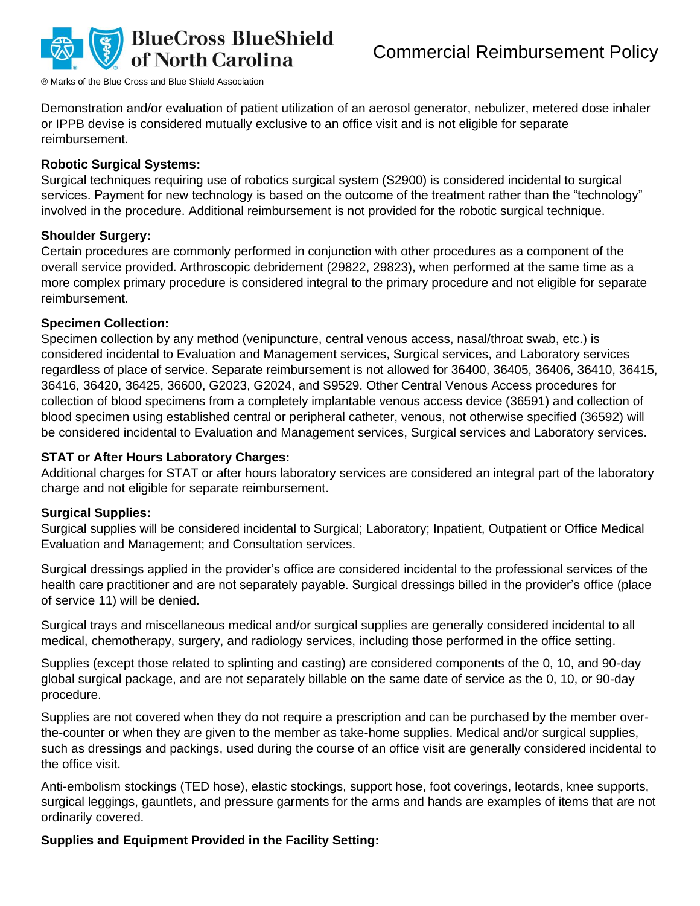Demonstration and/or evaluation of patient utilization of an aerosol generator, nebulizer, metered dose inhaler or IPPB devise is considered mutually exclusive to an office visit and is not eligible for separate reimbursement.

**Robotic Surgical Systems:**
Surgical techniques requiring use of robotics surgical system (S2900) is considered incidental to surgical services. Payment for new technology is based on the outcome of the treatment rather than the "technology" involved in the procedure. Additional reimbursement is not provided for the robotic surgical technique.

**Shoulder Surgery:**
Certain procedures are commonly performed in conjunction with other procedures as a component of the overall service provided. Arthroscopic debridement (29822, 29823), when performed at the same time as a more complex primary procedure is considered integral to the primary procedure and not eligible for separate reimbursement.

**Specimen Collection:**
Specimen collection by any method (venipuncture, central venous access, nasal/throat swab, etc.) is considered incidental to Evaluation and Management services, Surgical services, and Laboratory services regardless of place of service. Separate reimbursement is not allowed for 36400, 36405, 36406, 36410, 36415, 36416, 36420, 36425, 36600, G2023, G2024, and S9529. Other Central Venous Access procedures for collection of blood specimens from a completely implantable venous access device (36591) and collection of blood specimen using established central or peripheral catheter, venous, not otherwise specified (36592) will be considered incidental to Evaluation and Management services, Surgical services and Laboratory services.

**STAT or After Hours Laboratory Charges:**
Additional charges for STAT or after hours laboratory services are considered an integral part of the laboratory charge and not eligible for separate reimbursement.

**Surgical Supplies:**
Surgical supplies will be considered incidental to Surgical; Laboratory; Inpatient, Outpatient or Office Medical Evaluation and Management; and Consultation services.

Surgical dressings applied in the provider's office are considered incidental to the professional services of the health care practitioner and are not separately payable. Surgical dressings billed in the provider's office (place of service 11) will be denied.

Surgical trays and miscellaneous medical and/or surgical supplies are generally considered incidental to all medical, chemotherapy, surgery, and radiology services, including those performed in the office setting.

Supplies (except those related to splinting and casting) are considered components of the 0, 10, and 90-day global surgical package, and are not separately billable on the same date of service as the 0, 10, or 90-day procedure.

Supplies are not covered when they do not require a prescription and can be purchased by the member over-the-counter or when they are given to the member as take-home supplies. Medical and/or surgical supplies, such as dressings and packings, used during the course of an office visit are generally considered incidental to the office visit.

Anti-embolism stockings (TED hose), elastic stockings, support hose, foot coverings, leotards, knee supports, surgical leggings, gauntlets, and pressure garments for the arms and hands are examples of items that are not ordinarily covered.

**Supplies and Equipment Provided in the Facility Setting:**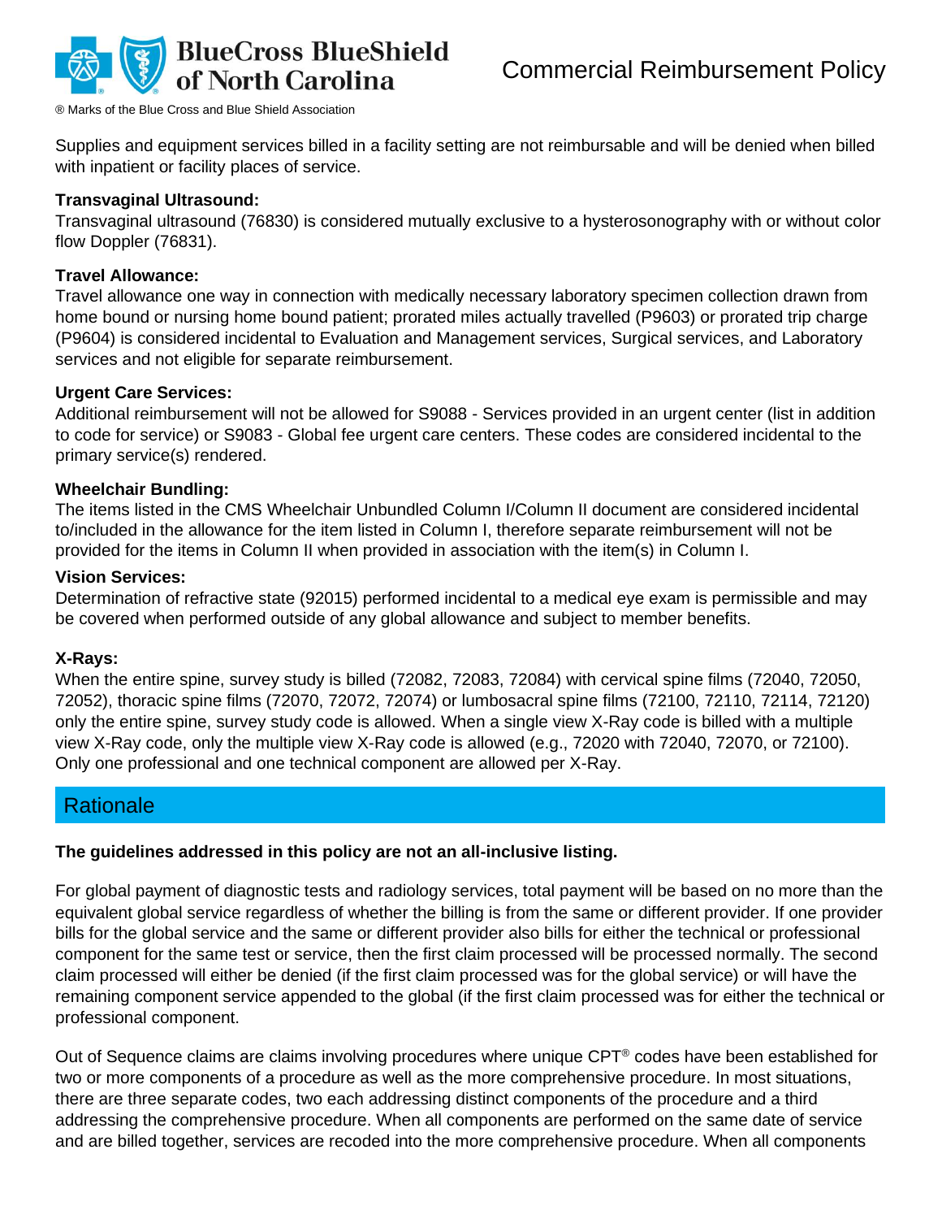Supplies and equipment services billed in a facility setting are not reimbursable and will be denied when billed with inpatient or facility places of service.

**Transvaginal Ultrasound:**
Transvaginal ultrasound (76830) is considered mutually exclusive to a hysterosonography with or without color flow Doppler (76831).

**Travel Allowance:**
Travel allowance one way in connection with medically necessary laboratory specimen collection drawn from home bound or nursing home bound patient; prorated miles actually travelled (P9603) or prorated trip charge (P9604) is considered incidental to Evaluation and Management services, Surgical services, and Laboratory services and not eligible for separate reimbursement.

**Urgent Care Services:**
Additional reimbursement will not be allowed for S9088 - Services provided in an urgent center (list in addition to code for service) or S9083 - Global fee urgent care centers. These codes are considered incidental to the primary service(s) rendered.

**Wheelchair Bundling:**
The items listed in the CMS Wheelchair Unbundled Column I/Column II document are considered incidental to/included in the allowance for the item listed in Column I, therefore separate reimbursement will not be provided for the items in Column II when provided in association with the item(s) in Column I.

**Vision Services:**
Determination of refractive state (92015) performed incidental to a medical eye exam is permissible and may be covered when performed outside of any global allowance and subject to member benefits.

**X-Rays:**
When the entire spine, survey study is billed (72082, 72083, 72084) with cervical spine films (72040, 72050, 72052), thoracic spine films (72070, 72072, 72074) or lumbosacral spine films (72100, 72110, 72114, 72120) only the entire spine, survey study code is allowed. When a single view X-Ray code is billed with a multiple view X-Ray code, only the multiple view X-Ray code is allowed (e.g., 72020 with 72040, 72070, or 72100). Only one professional and one technical component are allowed per X-Ray.

## Rationale

**The guidelines addressed in this policy are not an all-inclusive listing.**

For global payment of diagnostic tests and radiology services, total payment will be based on no more than the equivalent global service regardless of whether the billing is from the same or different provider. If one provider bills for the global service and the same or different provider also bills for either the technical or professional component for the same test or service, then the first claim processed will be processed normally. The second claim processed will either be denied (if the first claim processed was for the global service) or will have the remaining component service appended to the global (if the first claim processed was for either the technical or professional component.

Out of Sequence claims are claims involving procedures where unique CPT® codes have been established for two or more components of a procedure as well as the more comprehensive procedure. In most situations, there are three separate codes, two each addressing distinct components of the procedure and a third addressing the comprehensive procedure. When all components are performed on the same date of service and are billed together, services are recoded into the more comprehensive procedure. When all components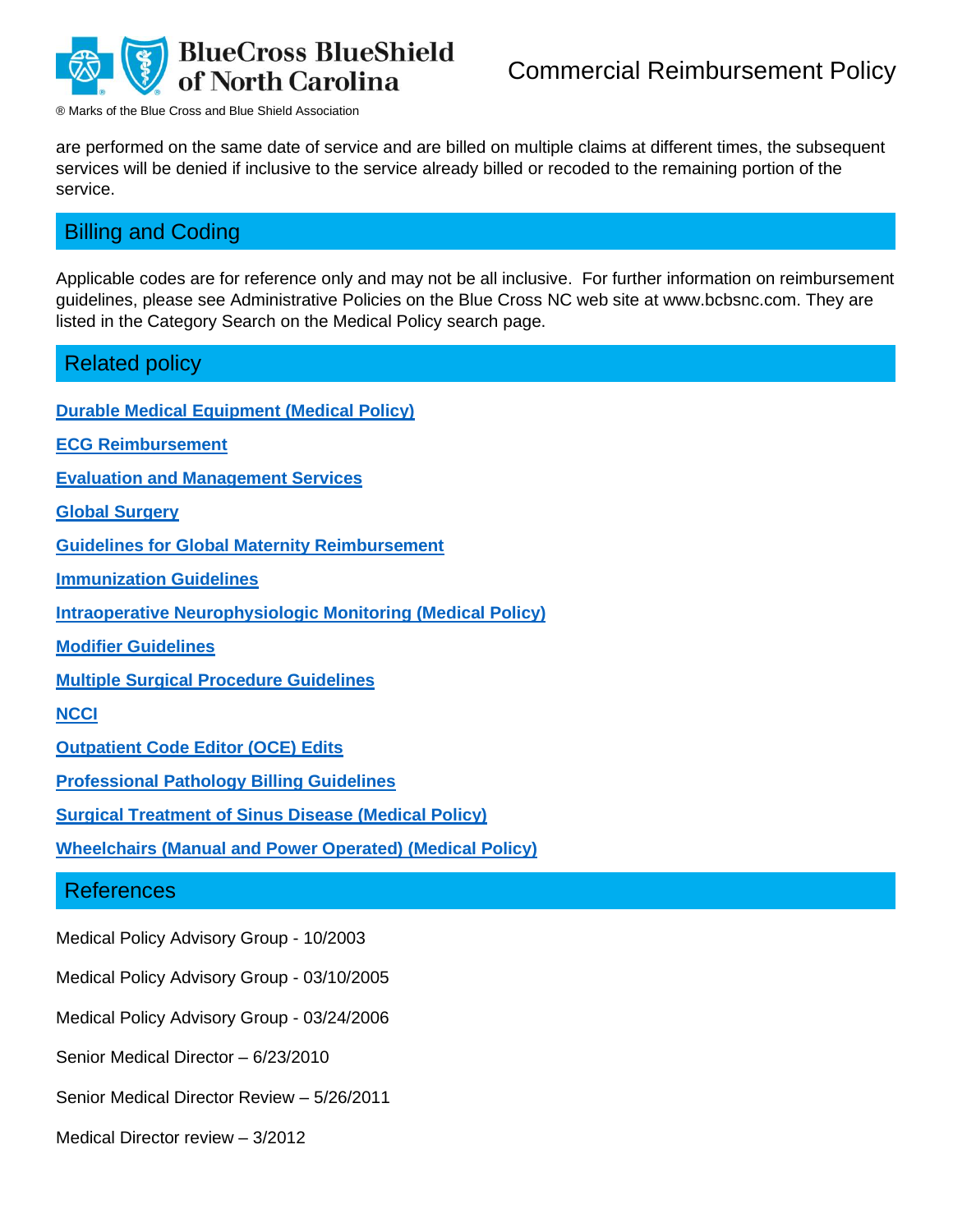are performed on the same date of service and are billed on multiple claims at different times, the subsequent services will be denied if inclusive to the service already billed or recoded to the remaining portion of the service.

## Billing and Coding

Applicable codes are for reference only and may not be all inclusive. For further information on reimbursement guidelines, please see Administrative Policies on the Blue Cross NC web site at www.bcbsnc.com. They are listed in the Category Search on the Medical Policy search page.

## Related policy

**Durable Medical Equipment (Medical Policy)**

**ECG Reimbursement**

**Evaluation and Management Services**

**Global Surgery**

**Guidelines for Global Maternity Reimbursement**

**Immunization Guidelines**

**Intraoperative Neurophysiologic Monitoring (Medical Policy)**

**Modifier Guidelines**

**Multiple Surgical Procedure Guidelines**

**NCCI**

**Outpatient Code Editor (OCE) Edits**

**Professional Pathology Billing Guidelines**

**Surgical Treatment of Sinus Disease (Medical Policy)**

**Wheelchairs (Manual and Power Operated) (Medical Policy)**

## References

Medical Policy Advisory Group - 10/2003

Medical Policy Advisory Group - 03/10/2005

Medical Policy Advisory Group - 03/24/2006

Senior Medical Director – 6/23/2010

Senior Medical Director Review – 5/26/2011

Medical Director review – 3/2012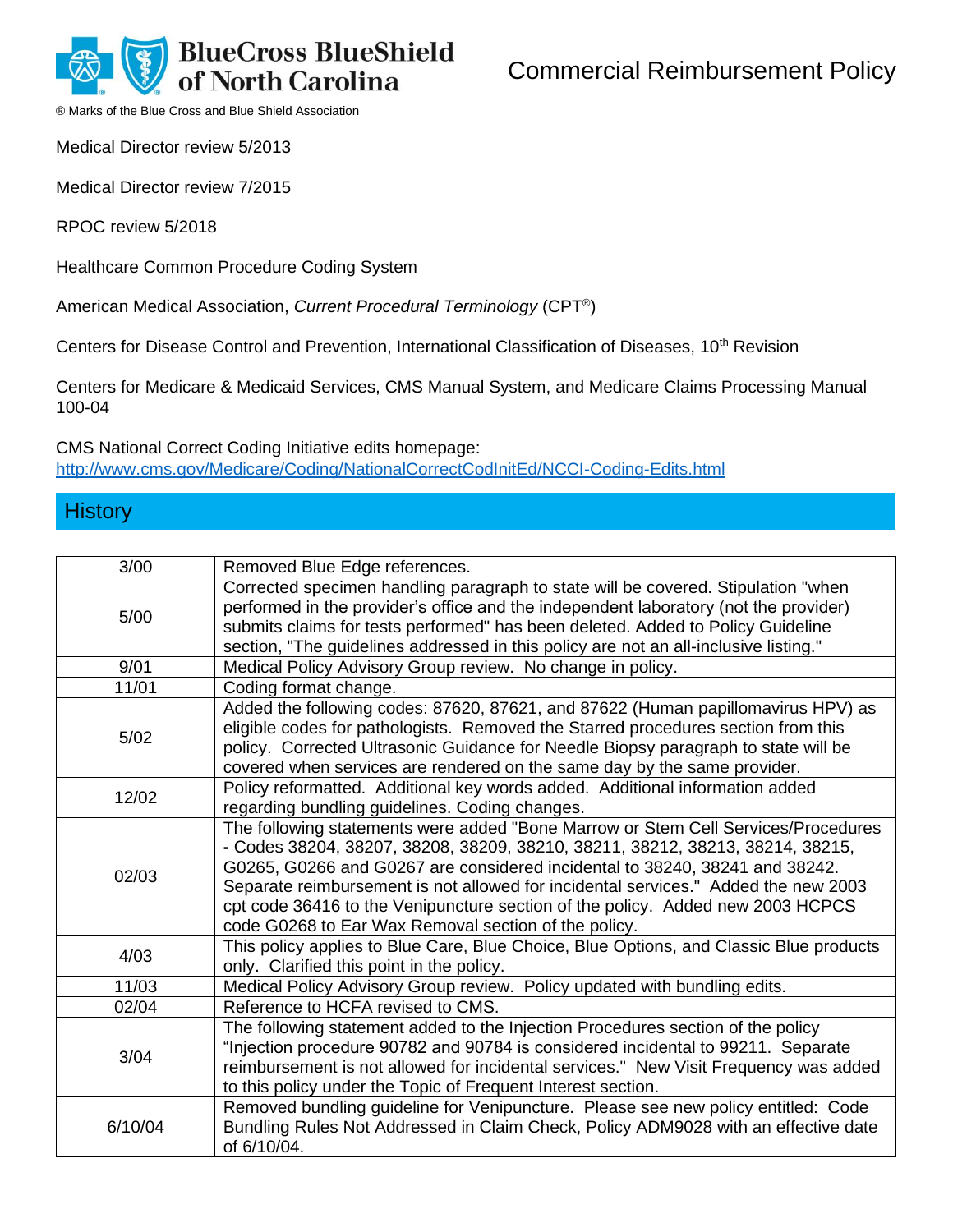Medical Director review 5/2013

Medical Director review 7/2015

RPOC review 5/2018

Healthcare Common Procedure Coding System

American Medical Association, *Current Procedural Terminology* (CPT®)

Centers for Disease Control and Prevention, International Classification of Diseases, 10th Revision

Centers for Medicare & Medicaid Services, CMS Manual System, and Medicare Claims Processing Manual 100-04

CMS National Correct Coding Initiative edits homepage:
http://www.cms.gov/Medicare/Coding/NationalCorrectCodInitEd/NCCI-Coding-Edits.html

## History

| | |
|---|---|
| 3/00 | Removed Blue Edge references. |
| 5/00 | Corrected specimen handling paragraph to state will be covered. Stipulation "when performed in the provider's office and the independent laboratory (not the provider) submits claims for tests performed" has been deleted. Added to Policy Guideline section, "The guidelines addressed in this policy are not an all-inclusive listing." |
| 9/01 | Medical Policy Advisory Group review. No change in policy. |
| 11/01 | Coding format change. |
| 5/02 | Added the following codes: 87620, 87621, and 87622 (Human papillomavirus HPV) as eligible codes for pathologists. Removed the Starred procedures section from this policy. Corrected Ultrasonic Guidance for Needle Biopsy paragraph to state will be covered when services are rendered on the same day by the same provider. |
| 12/02 | Policy reformatted. Additional key words added. Additional information added regarding bundling guidelines. Coding changes. |
| 02/03 | The following statements were added "Bone Marrow or Stem Cell Services/Procedures - Codes 38204, 38207, 38208, 38209, 38210, 38211, 38212, 38213, 38214, 38215, G0265, G0266 and G0267 are considered incidental to 38240, 38241 and 38242. Separate reimbursement is not allowed for incidental services." Added the new 2003 cpt code 36416 to the Venipuncture section of the policy. Added new 2003 HCPCS code G0268 to Ear Wax Removal section of the policy. |
| 4/03 | This policy applies to Blue Care, Blue Choice, Blue Options, and Classic Blue products only. Clarified this point in the policy. |
| 11/03 | Medical Policy Advisory Group review. Policy updated with bundling edits. |
| 02/04 | Reference to HCFA revised to CMS. |
| 3/04 | The following statement added to the Injection Procedures section of the policy "Injection procedure 90782 and 90784 is considered incidental to 99211. Separate reimbursement is not allowed for incidental services." New Visit Frequency was added to this policy under the Topic of Frequent Interest section. |
| 6/10/04 | Removed bundling guideline for Venipuncture. Please see new policy entitled: Code Bundling Rules Not Addressed in Claim Check, Policy ADM9028 with an effective date of 6/10/04. |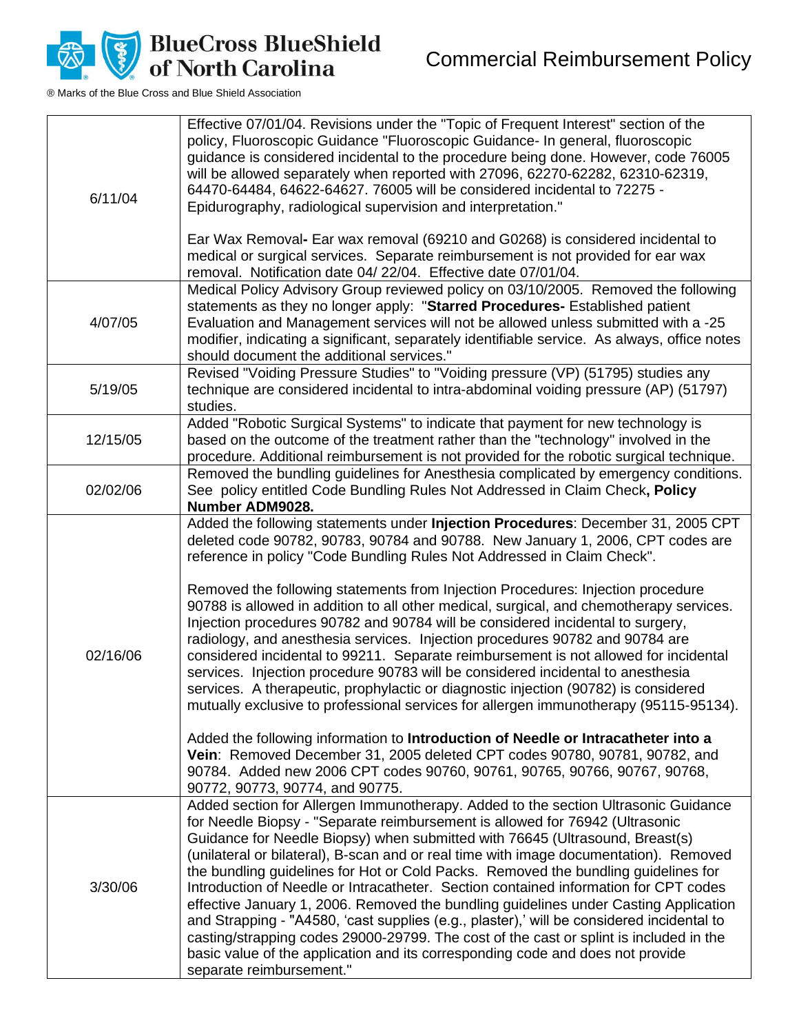| | |
|---|---|
| 6/11/04 | Effective 07/01/04. Revisions under the "Topic of Frequent Interest" section of the policy, Fluoroscopic Guidance "Fluoroscopic Guidance- In general, fluoroscopic guidance is considered incidental to the procedure being done. However, code 76005 will be allowed separately when reported with 27096, 62270-62282, 62310-62319, 64470-64484, 64622-64627. 76005 will be considered incidental to 72275 - Epidurography, radiological supervision and interpretation."<br><br>Ear Wax Removal**-** Ear wax removal (69210 and G0268) is considered incidental to medical or surgical services. Separate reimbursement is not provided for ear wax removal. Notification date 04/ 22/04. Effective date 07/01/04. |
| 4/07/05 | Medical Policy Advisory Group reviewed policy on 03/10/2005. Removed the following statements as they no longer apply: "**Starred Procedures-** Established patient Evaluation and Management services will not be allowed unless submitted with a -25 modifier, indicating a significant, separately identifiable service. As always, office notes should document the additional services." |
| 5/19/05 | Revised "Voiding Pressure Studies" to "Voiding pressure (VP) (51795) studies any technique are considered incidental to intra-abdominal voiding pressure (AP) (51797) studies. |
| 12/15/05 | Added "Robotic Surgical Systems" to indicate that payment for new technology is based on the outcome of the treatment rather than the "technology" involved in the procedure. Additional reimbursement is not provided for the robotic surgical technique. |
| 02/02/06 | Removed the bundling guidelines for Anesthesia complicated by emergency conditions. See policy entitled Code Bundling Rules Not Addressed in Claim Check**, Policy Number ADM9028.** |
| 02/16/06 | Added the following statements under **Injection Procedures**: December 31, 2005 CPT deleted code 90782, 90783, 90784 and 90788. New January 1, 2006, CPT codes are reference in policy "Code Bundling Rules Not Addressed in Claim Check".<br><br>Removed the following statements from Injection Procedures: Injection procedure 90788 is allowed in addition to all other medical, surgical, and chemotherapy services. Injection procedures 90782 and 90784 will be considered incidental to surgery, radiology, and anesthesia services. Injection procedures 90782 and 90784 are considered incidental to 99211. Separate reimbursement is not allowed for incidental services. Injection procedure 90783 will be considered incidental to anesthesia services. A therapeutic, prophylactic or diagnostic injection (90782) is considered mutually exclusive to professional services for allergen immunotherapy (95115-95134).<br><br>Added the following information to **Introduction of Needle or Intracatheter into a Vein**: Removed December 31, 2005 deleted CPT codes 90780, 90781, 90782, and 90784. Added new 2006 CPT codes 90760, 90761, 90765, 90766, 90767, 90768, 90772, 90773, 90774, and 90775. |
| 3/30/06 | Added section for Allergen Immunotherapy. Added to the section Ultrasonic Guidance for Needle Biopsy - "Separate reimbursement is allowed for 76942 (Ultrasonic Guidance for Needle Biopsy) when submitted with 76645 (Ultrasound, Breast(s) (unilateral or bilateral), B-scan and or real time with image documentation). Removed the bundling guidelines for Hot or Cold Packs. Removed the bundling guidelines for Introduction of Needle or Intracatheter. Section contained information for CPT codes effective January 1, 2006. Removed the bundling guidelines under Casting Application and Strapping - "A4580, 'cast supplies (e.g., plaster),' will be considered incidental to casting/strapping codes 29000-29799. The cost of the cast or splint is included in the basic value of the application and its corresponding code and does not provide separate reimbursement." |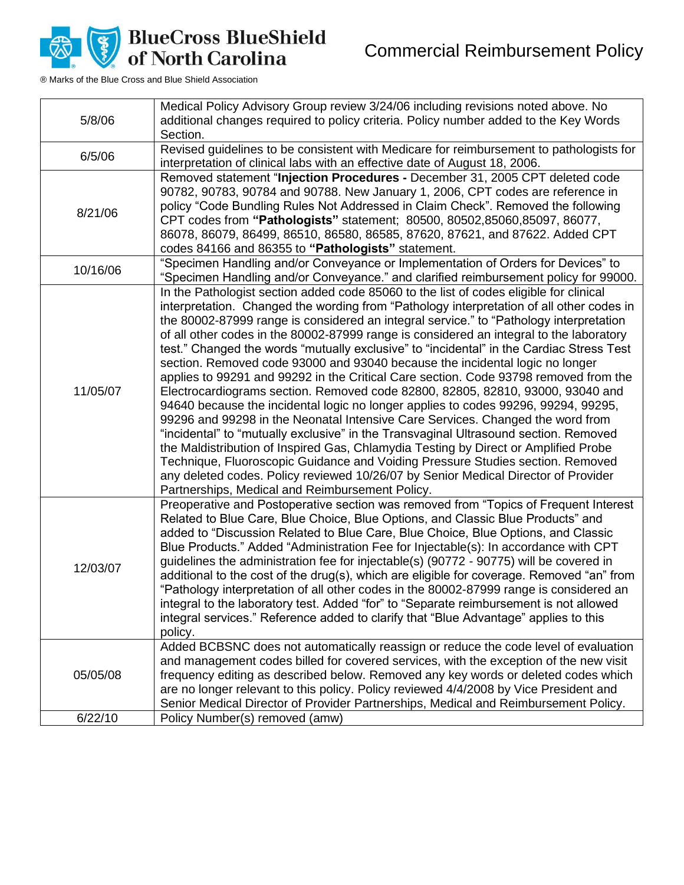| | |
|---|---|
| 5/8/06 | Medical Policy Advisory Group review 3/24/06 including revisions noted above. No additional changes required to policy criteria. Policy number added to the Key Words Section. |
| 6/5/06 | Revised guidelines to be consistent with Medicare for reimbursement to pathologists for interpretation of clinical labs with an effective date of August 18, 2006. |
| 8/21/06 | Removed statement "**Injection Procedures -** December 31, 2005 CPT deleted code 90782, 90783, 90784 and 90788. New January 1, 2006, CPT codes are reference in policy "Code Bundling Rules Not Addressed in Claim Check". Removed the following CPT codes from **"Pathologists"** statement; 80500, 80502,85060,85097, 86077, 86078, 86079, 86499, 86510, 86580, 86585, 87620, 87621, and 87622. Added CPT codes 84166 and 86355 to **"Pathologists"** statement. |
| 10/16/06 | "Specimen Handling and/or Conveyance or Implementation of Orders for Devices" to "Specimen Handling and/or Conveyance." and clarified reimbursement policy for 99000. |
| 11/05/07 | In the Pathologist section added code 85060 to the list of codes eligible for clinical interpretation. Changed the wording from "Pathology interpretation of all other codes in the 80002-87999 range is considered an integral service." to "Pathology interpretation of all other codes in the 80002-87999 range is considered an integral to the laboratory test." Changed the words "mutually exclusive" to "incidental" in the Cardiac Stress Test section. Removed code 93000 and 93040 because the incidental logic no longer applies to 99291 and 99292 in the Critical Care section. Code 93798 removed from the Electrocardiograms section. Removed code 82800, 82805, 82810, 93000, 93040 and 94640 because the incidental logic no longer applies to codes 99296, 99294, 99295, 99296 and 99298 in the Neonatal Intensive Care Services. Changed the word from "incidental" to "mutually exclusive" in the Transvaginal Ultrasound section. Removed the Maldistribution of Inspired Gas, Chlamydia Testing by Direct or Amplified Probe Technique, Fluoroscopic Guidance and Voiding Pressure Studies section. Removed any deleted codes. Policy reviewed 10/26/07 by Senior Medical Director of Provider Partnerships, Medical and Reimbursement Policy. |
| 12/03/07 | Preoperative and Postoperative section was removed from "Topics of Frequent Interest Related to Blue Care, Blue Choice, Blue Options, and Classic Blue Products" and added to "Discussion Related to Blue Care, Blue Choice, Blue Options, and Classic Blue Products." Added "Administration Fee for Injectable(s): In accordance with CPT guidelines the administration fee for injectable(s) (90772 - 90775) will be covered in additional to the cost of the drug(s), which are eligible for coverage. Removed "an" from "Pathology interpretation of all other codes in the 80002-87999 range is considered an integral to the laboratory test. Added "for" to "Separate reimbursement is not allowed integral services." Reference added to clarify that "Blue Advantage" applies to this policy. |
| 05/05/08 | Added BCBSNC does not automatically reassign or reduce the code level of evaluation and management codes billed for covered services, with the exception of the new visit frequency editing as described below. Removed any key words or deleted codes which are no longer relevant to this policy. Policy reviewed 4/4/2008 by Vice President and Senior Medical Director of Provider Partnerships, Medical and Reimbursement Policy. |
| 6/22/10 | Policy Number(s) removed (amw) |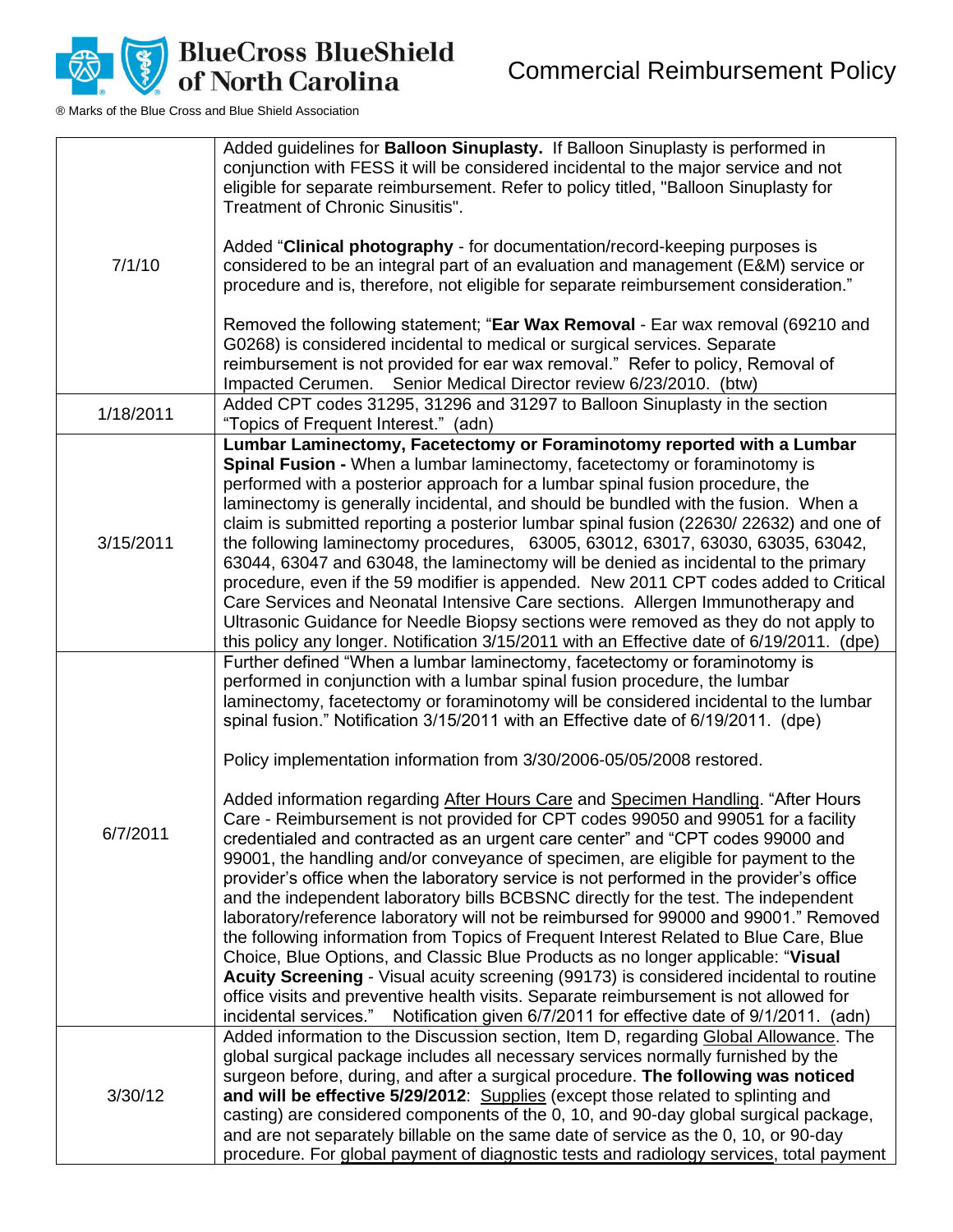| | |
|---|---|
| 7/1/10 | Added guidelines for **Balloon Sinuplasty.** If Balloon Sinuplasty is performed in conjunction with FESS it will be considered incidental to the major service and not eligible for separate reimbursement. Refer to policy titled, "Balloon Sinuplasty for Treatment of Chronic Sinusitis".<br><br>Added "**Clinical photography** - for documentation/record-keeping purposes is considered to be an integral part of an evaluation and management (E&M) service or procedure and is, therefore, not eligible for separate reimbursement consideration."<br><br>Removed the following statement; "**Ear Wax Removal** - Ear wax removal (69210 and G0268) is considered incidental to medical or surgical services. Separate reimbursement is not provided for ear wax removal." Refer to policy, Removal of Impacted Cerumen. Senior Medical Director review 6/23/2010. (btw) |
| 1/18/2011 | Added CPT codes 31295, 31296 and 31297 to Balloon Sinuplasty in the section "Topics of Frequent Interest." (adn) |
| 3/15/2011 | **Lumbar Laminectomy, Facetectomy or Foraminotomy reported with a Lumbar Spinal Fusion -** When a lumbar laminectomy, facetectomy or foraminotomy is performed with a posterior approach for a lumbar spinal fusion procedure, the laminectomy is generally incidental, and should be bundled with the fusion. When a claim is submitted reporting a posterior lumbar spinal fusion (22630/ 22632) and one of the following laminectomy procedures, 63005, 63012, 63017, 63030, 63035, 63042, 63044, 63047 and 63048, the laminectomy will be denied as incidental to the primary procedure, even if the 59 modifier is appended. New 2011 CPT codes added to Critical Care Services and Neonatal Intensive Care sections. Allergen Immunotherapy and Ultrasonic Guidance for Needle Biopsy sections were removed as they do not apply to this policy any longer. Notification 3/15/2011 with an Effective date of 6/19/2011. (dpe) |
| 6/7/2011 | Further defined "When a lumbar laminectomy, facetectomy or foraminotomy is performed in conjunction with a lumbar spinal fusion procedure, the lumbar laminectomy, facetectomy or foraminotomy will be considered incidental to the lumbar spinal fusion." Notification 3/15/2011 with an Effective date of 6/19/2011. (dpe)<br><br>Policy implementation information from 3/30/2006-05/05/2008 restored.<br><br>Added information regarding After Hours Care and Specimen Handling. "After Hours Care - Reimbursement is not provided for CPT codes 99050 and 99051 for a facility credentialed and contracted as an urgent care center" and "CPT codes 99000 and 99001, the handling and/or conveyance of specimen, are eligible for payment to the provider's office when the laboratory service is not performed in the provider's office and the independent laboratory bills BCBSNC directly for the test. The independent laboratory/reference laboratory will not be reimbursed for 99000 and 99001." Removed the following information from Topics of Frequent Interest Related to Blue Care, Blue Choice, Blue Options, and Classic Blue Products as no longer applicable: "**Visual Acuity Screening** - Visual acuity screening (99173) is considered incidental to routine office visits and preventive health visits. Separate reimbursement is not allowed for incidental services." Notification given 6/7/2011 for effective date of 9/1/2011. (adn) |
| 3/30/12 | Added information to the Discussion section, Item D, regarding Global Allowance. The global surgical package includes all necessary services normally furnished by the surgeon before, during, and after a surgical procedure. **The following was noticed and will be effective 5/29/2012**: Supplies (except those related to splinting and casting) are considered components of the 0, 10, and 90-day global surgical package, and are not separately billable on the same date of service as the 0, 10, or 90-day procedure. For global payment of diagnostic tests and radiology services, total payment |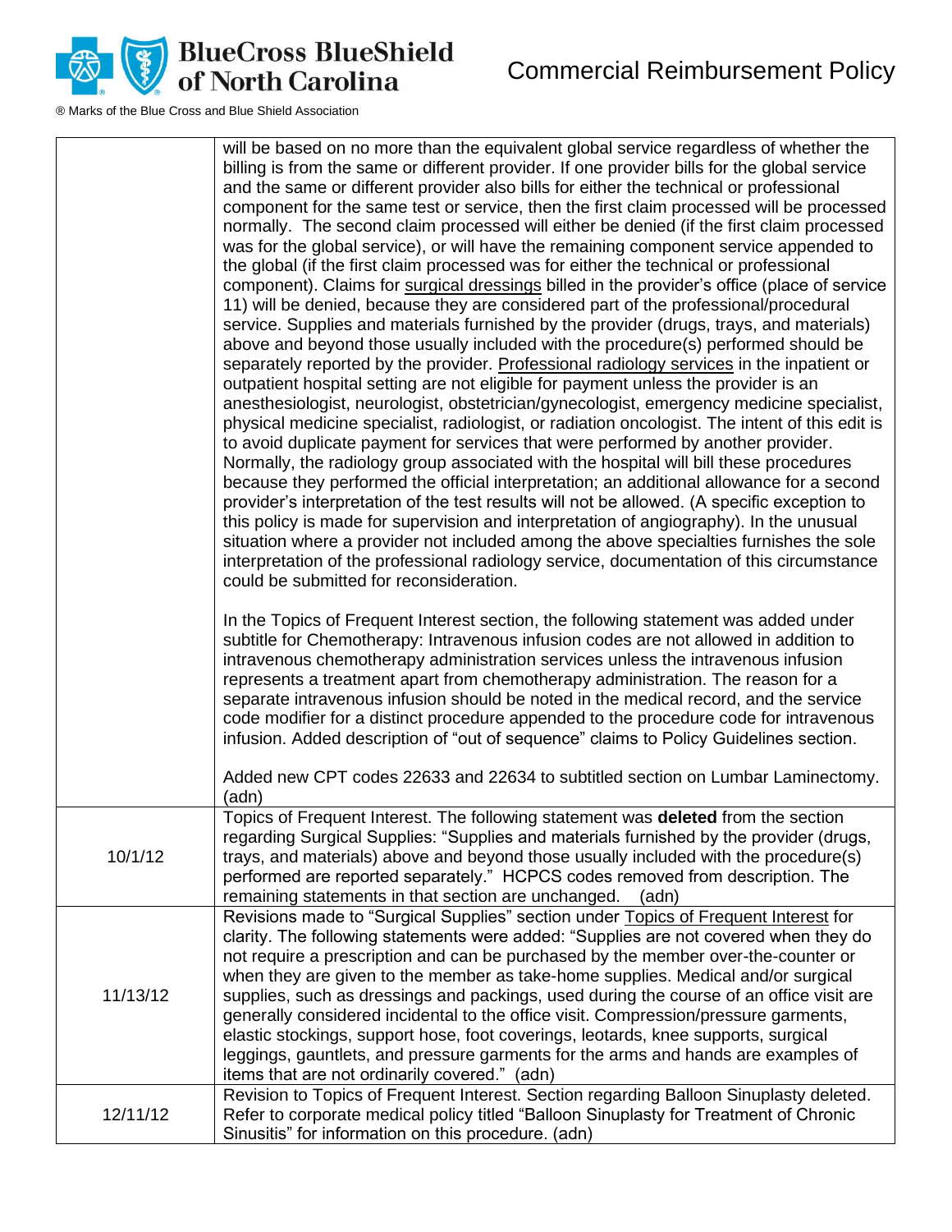| | |
|---|---|
| | will be based on no more than the equivalent global service regardless of whether the billing is from the same or different provider. If one provider bills for the global service and the same or different provider also bills for either the technical or professional component for the same test or service, then the first claim processed will be processed normally. The second claim processed will either be denied (if the first claim processed was for the global service), or will have the remaining component service appended to the global (if the first claim processed was for either the technical or professional component). Claims for surgical dressings billed in the provider's office (place of service 11) will be denied, because they are considered part of the professional/procedural service. Supplies and materials furnished by the provider (drugs, trays, and materials) above and beyond those usually included with the procedure(s) performed should be separately reported by the provider. Professional radiology services in the inpatient or outpatient hospital setting are not eligible for payment unless the provider is an anesthesiologist, neurologist, obstetrician/gynecologist, emergency medicine specialist, physical medicine specialist, radiologist, or radiation oncologist. The intent of this edit is to avoid duplicate payment for services that were performed by another provider. Normally, the radiology group associated with the hospital will bill these procedures because they performed the official interpretation; an additional allowance for a second provider's interpretation of the test results will not be allowed. (A specific exception to this policy is made for supervision and interpretation of angiography). In the unusual situation where a provider not included among the above specialties furnishes the sole interpretation of the professional radiology service, documentation of this circumstance could be submitted for reconsideration.<br><br>In the Topics of Frequent Interest section, the following statement was added under subtitle for Chemotherapy: Intravenous infusion codes are not allowed in addition to intravenous chemotherapy administration services unless the intravenous infusion represents a treatment apart from chemotherapy administration. The reason for a separate intravenous infusion should be noted in the medical record, and the service code modifier for a distinct procedure appended to the procedure code for intravenous infusion. Added description of "out of sequence" claims to Policy Guidelines section.<br><br>Added new CPT codes 22633 and 22634 to subtitled section on Lumbar Laminectomy. (adn) |
| 10/1/12 | Topics of Frequent Interest. The following statement was **deleted** from the section regarding Surgical Supplies: "Supplies and materials furnished by the provider (drugs, trays, and materials) above and beyond those usually included with the procedure(s) performed are reported separately." HCPCS codes removed from description. The remaining statements in that section are unchanged. (adn) |
| 11/13/12 | Revisions made to "Surgical Supplies" section under Topics of Frequent Interest for clarity. The following statements were added: "Supplies are not covered when they do not require a prescription and can be purchased by the member over-the-counter or when they are given to the member as take-home supplies. Medical and/or surgical supplies, such as dressings and packings, used during the course of an office visit are generally considered incidental to the office visit. Compression/pressure garments, elastic stockings, support hose, foot coverings, leotards, knee supports, surgical leggings, gauntlets, and pressure garments for the arms and hands are examples of items that are not ordinarily covered." (adn) |
| 12/11/12 | Revision to Topics of Frequent Interest. Section regarding Balloon Sinuplasty deleted. Refer to corporate medical policy titled "Balloon Sinuplasty for Treatment of Chronic Sinusitis" for information on this procedure. (adn) |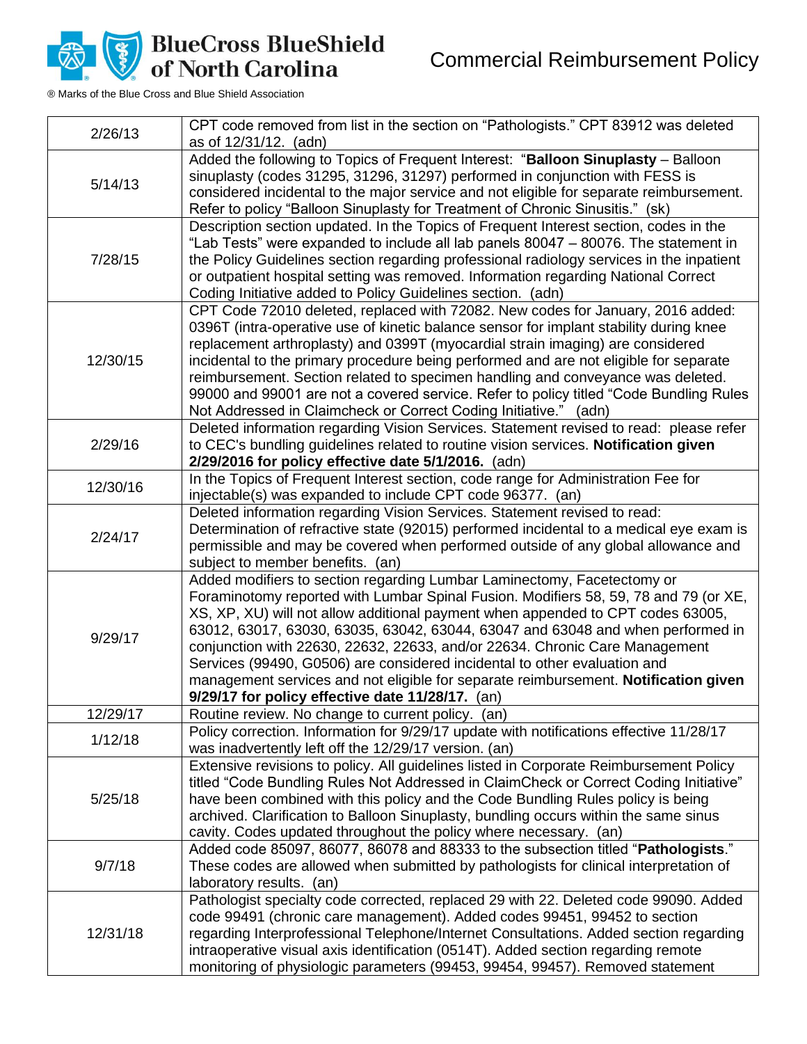| | |
|---|---|
| 2/26/13 | CPT code removed from list in the section on "Pathologists." CPT 83912 was deleted as of 12/31/12. (adn) |
| 5/14/13 | Added the following to Topics of Frequent Interest: "**Balloon Sinuplasty** – Balloon sinuplasty (codes 31295, 31296, 31297) performed in conjunction with FESS is considered incidental to the major service and not eligible for separate reimbursement. Refer to policy "Balloon Sinuplasty for Treatment of Chronic Sinusitis." (sk) |
| 7/28/15 | Description section updated. In the Topics of Frequent Interest section, codes in the "Lab Tests" were expanded to include all lab panels 80047 – 80076. The statement in the Policy Guidelines section regarding professional radiology services in the inpatient or outpatient hospital setting was removed. Information regarding National Correct Coding Initiative added to Policy Guidelines section. (adn) |
| 12/30/15 | CPT Code 72010 deleted, replaced with 72082. New codes for January, 2016 added: 0396T (intra-operative use of kinetic balance sensor for implant stability during knee replacement arthroplasty) and 0399T (myocardial strain imaging) are considered incidental to the primary procedure being performed and are not eligible for separate reimbursement. Section related to specimen handling and conveyance was deleted. 99000 and 99001 are not a covered service. Refer to policy titled "Code Bundling Rules Not Addressed in Claimcheck or Correct Coding Initiative." (adn) |
| 2/29/16 | Deleted information regarding Vision Services. Statement revised to read: please refer to CEC's bundling guidelines related to routine vision services. **Notification given 2/29/2016 for policy effective date 5/1/2016.** (adn) |
| 12/30/16 | In the Topics of Frequent Interest section, code range for Administration Fee for injectable(s) was expanded to include CPT code 96377. (an) |
| 2/24/17 | Deleted information regarding Vision Services. Statement revised to read: Determination of refractive state (92015) performed incidental to a medical eye exam is permissible and may be covered when performed outside of any global allowance and subject to member benefits. (an) |
| 9/29/17 | Added modifiers to section regarding Lumbar Laminectomy, Facetectomy or Foraminotomy reported with Lumbar Spinal Fusion. Modifiers 58, 59, 78 and 79 (or XE, XS, XP, XU) will not allow additional payment when appended to CPT codes 63005, 63012, 63017, 63030, 63035, 63042, 63044, 63047 and 63048 and when performed in conjunction with 22630, 22632, 22633, and/or 22634. Chronic Care Management Services (99490, G0506) are considered incidental to other evaluation and management services and not eligible for separate reimbursement. **Notification given 9/29/17 for policy effective date 11/28/17.** (an) |
| 12/29/17 | Routine review. No change to current policy. (an) |
| 1/12/18 | Policy correction. Information for 9/29/17 update with notifications effective 11/28/17 was inadvertently left off the 12/29/17 version. (an) |
| 5/25/18 | Extensive revisions to policy. All guidelines listed in Corporate Reimbursement Policy titled "Code Bundling Rules Not Addressed in ClaimCheck or Correct Coding Initiative" have been combined with this policy and the Code Bundling Rules policy is being archived. Clarification to Balloon Sinuplasty, bundling occurs within the same sinus cavity. Codes updated throughout the policy where necessary. (an) |
| 9/7/18 | Added code 85097, 86077, 86078 and 88333 to the subsection titled "**Pathologists**." These codes are allowed when submitted by pathologists for clinical interpretation of laboratory results. (an) |
| 12/31/18 | Pathologist specialty code corrected, replaced 29 with 22. Deleted code 99090. Added code 99491 (chronic care management). Added codes 99451, 99452 to section regarding Interprofessional Telephone/Internet Consultations. Added section regarding intraoperative visual axis identification (0514T). Added section regarding remote monitoring of physiologic parameters (99453, 99454, 99457). Removed statement |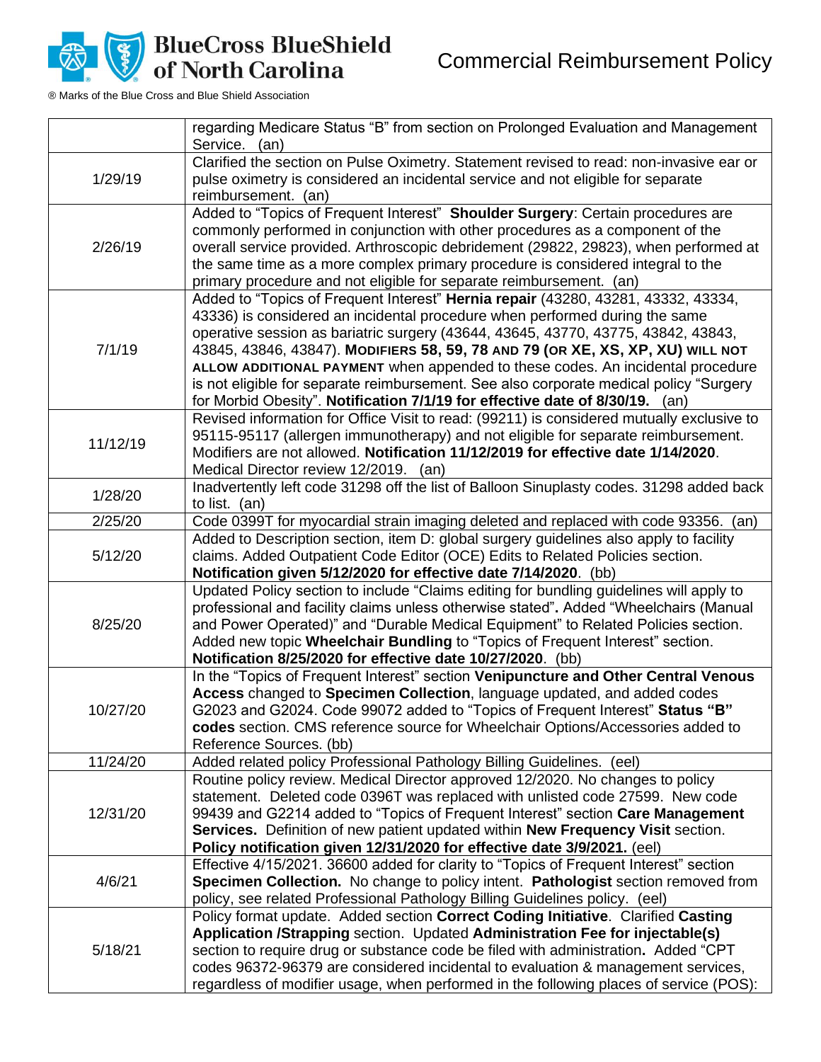| | |
|---|---|
| | regarding Medicare Status "B" from section on Prolonged Evaluation and Management Service. (an) |
| 1/29/19 | Clarified the section on Pulse Oximetry. Statement revised to read: non-invasive ear or pulse oximetry is considered an incidental service and not eligible for separate reimbursement. (an) |
| 2/26/19 | Added to "Topics of Frequent Interest" **Shoulder Surgery**: Certain procedures are commonly performed in conjunction with other procedures as a component of the overall service provided. Arthroscopic debridement (29822, 29823), when performed at the same time as a more complex primary procedure is considered integral to the primary procedure and not eligible for separate reimbursement. (an) |
| 7/1/19 | Added to "Topics of Frequent Interest" **Hernia repair** (43280, 43281, 43332, 43334, 43336) is considered an incidental procedure when performed during the same operative session as bariatric surgery (43644, 43645, 43770, 43775, 43842, 43843, 43845, 43846, 43847). **MODIFIERS 58, 59, 78 AND 79 (OR XE, XS, XP, XU) WILL NOT ALLOW ADDITIONAL PAYMENT** when appended to these codes. An incidental procedure is not eligible for separate reimbursement. See also corporate medical policy "Surgery for Morbid Obesity". **Notification 7/1/19 for effective date of 8/30/19.** (an) |
| 11/12/19 | Revised information for Office Visit to read: (99211) is considered mutually exclusive to 95115-95117 (allergen immunotherapy) and not eligible for separate reimbursement. Modifiers are not allowed. **Notification 11/12/2019 for effective date 1/14/2020**. Medical Director review 12/2019. (an) |
| 1/28/20 | Inadvertently left code 31298 off the list of Balloon Sinuplasty codes. 31298 added back to list. (an) |
| 2/25/20 | Code 0399T for myocardial strain imaging deleted and replaced with code 93356. (an) |
| 5/12/20 | Added to Description section, item D: global surgery guidelines also apply to facility claims. Added Outpatient Code Editor (OCE) Edits to Related Policies section. **Notification given 5/12/2020 for effective date 7/14/2020**. (bb) |
| 8/25/20 | Updated Policy section to include "Claims editing for bundling guidelines will apply to professional and facility claims unless otherwise stated"**.** Added "Wheelchairs (Manual and Power Operated)" and "Durable Medical Equipment" to Related Policies section. Added new topic **Wheelchair Bundling** to "Topics of Frequent Interest" section. **Notification 8/25/2020 for effective date 10/27/2020**. (bb) |
| 10/27/20 | In the "Topics of Frequent Interest" section **Venipuncture and Other Central Venous Access** changed to **Specimen Collection**, language updated, and added codes G2023 and G2024. Code 99072 added to "Topics of Frequent Interest" **Status "B" codes** section. CMS reference source for Wheelchair Options/Accessories added to Reference Sources. (bb) |
| 11/24/20 | Added related policy Professional Pathology Billing Guidelines. (eel) |
| 12/31/20 | Routine policy review. Medical Director approved 12/2020. No changes to policy statement. Deleted code 0396T was replaced with unlisted code 27599. New code 99439 and G2214 added to "Topics of Frequent Interest" section **Care Management Services.** Definition of new patient updated within **New Frequency Visit** section. **Policy notification given 12/31/2020 for effective date 3/9/2021.** (eel) |
| 4/6/21 | Effective 4/15/2021. 36600 added for clarity to "Topics of Frequent Interest" section **Specimen Collection.** No change to policy intent. **Pathologist** section removed from policy, see related Professional Pathology Billing Guidelines policy. (eel) |
| 5/18/21 | Policy format update. Added section **Correct Coding Initiative**. Clarified **Casting Application /Strapping** section. Updated **Administration Fee for injectable(s)** section to require drug or substance code be filed with administration**.** Added "CPT codes 96372-96379 are considered incidental to evaluation & management services, regardless of modifier usage, when performed in the following places of service (POS): |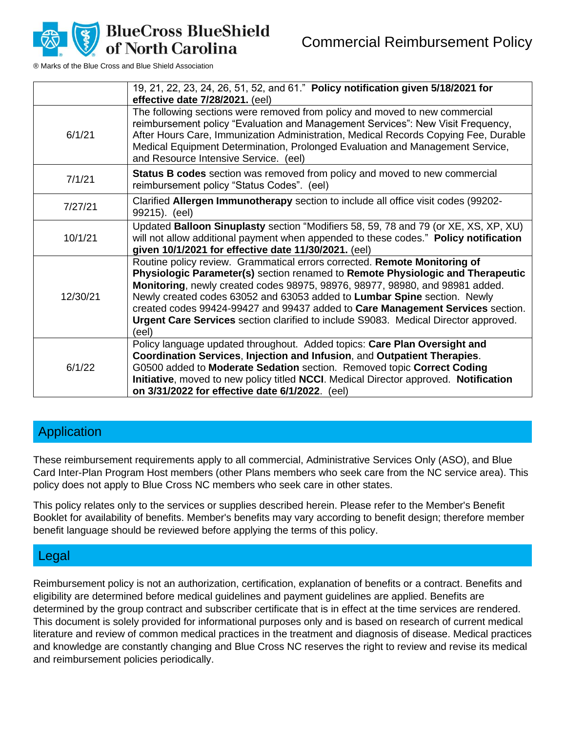|  |  |
|---|---|
|  | 19, 21, 22, 23, 24, 26, 51, 52, and 61." **Policy notification given 5/18/2021 for effective date 7/28/2021.** (eel) |
| 6/1/21 | The following sections were removed from policy and moved to new commercial reimbursement policy "Evaluation and Management Services": New Visit Frequency, After Hours Care, Immunization Administration, Medical Records Copying Fee, Durable Medical Equipment Determination, Prolonged Evaluation and Management Service, and Resource Intensive Service. (eel) |
| 7/1/21 | **Status B codes** section was removed from policy and moved to new commercial reimbursement policy "Status Codes". (eel) |
| 7/27/21 | Clarified **Allergen Immunotherapy** section to include all office visit codes (99202-99215). (eel) |
| 10/1/21 | Updated **Balloon Sinuplasty** section "Modifiers 58, 59, 78 and 79 (or XE, XS, XP, XU) will not allow additional payment when appended to these codes." **Policy notification given 10/1/2021 for effective date 11/30/2021.** (eel) |
| 12/30/21 | Routine policy review. Grammatical errors corrected. **Remote Monitoring of Physiologic Parameter(s)** section renamed to **Remote Physiologic and Therapeutic Monitoring**, newly created codes 98975, 98976, 98977, 98980, and 98981 added. Newly created codes 63052 and 63053 added to **Lumbar Spine** section. Newly created codes 99424-99427 and 99437 added to **Care Management Services** section. **Urgent Care Services** section clarified to include S9083. Medical Director approved. (eel) |
| 6/1/22 | Policy language updated throughout. Added topics: **Care Plan Oversight and Coordination Services**, **Injection and Infusion**, and **Outpatient Therapies**. G0500 added to **Moderate Sedation** section. Removed topic **Correct Coding Initiative**, moved to new policy titled **NCCI**. Medical Director approved. **Notification on 3/31/2022 for effective date 6/1/2022**. (eel) |

## Application

These reimbursement requirements apply to all commercial, Administrative Services Only (ASO), and Blue Card Inter-Plan Program Host members (other Plans members who seek care from the NC service area). This policy does not apply to Blue Cross NC members who seek care in other states.

This policy relates only to the services or supplies described herein. Please refer to the Member's Benefit Booklet for availability of benefits. Member's benefits may vary according to benefit design; therefore member benefit language should be reviewed before applying the terms of this policy.

## Legal

Reimbursement policy is not an authorization, certification, explanation of benefits or a contract. Benefits and eligibility are determined before medical guidelines and payment guidelines are applied. Benefits are determined by the group contract and subscriber certificate that is in effect at the time services are rendered. This document is solely provided for informational purposes only and is based on research of current medical literature and review of common medical practices in the treatment and diagnosis of disease. Medical practices and knowledge are constantly changing and Blue Cross NC reserves the right to review and revise its medical and reimbursement policies periodically.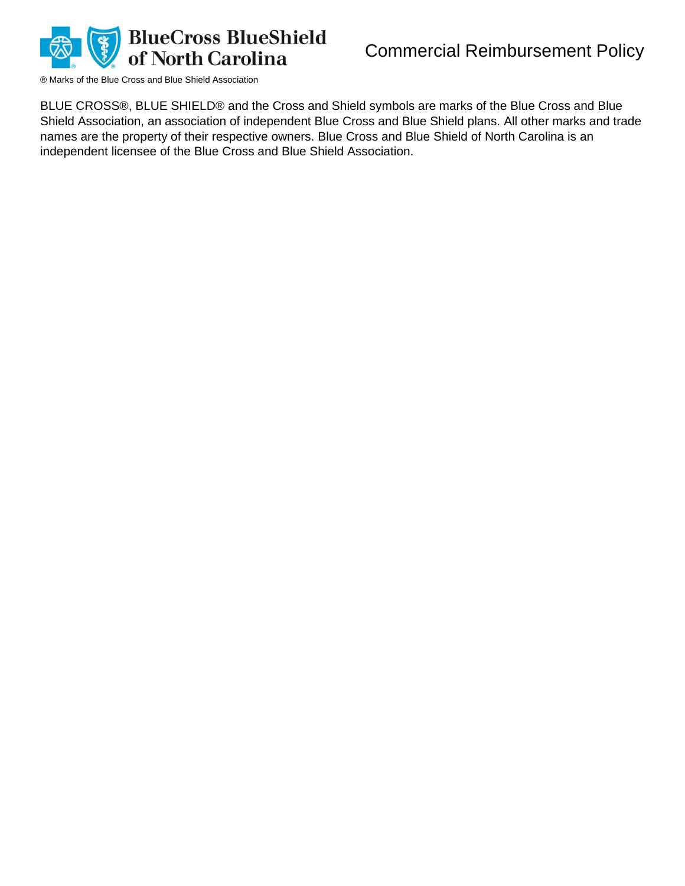BLUE CROSS®, BLUE SHIELD® and the Cross and Shield symbols are marks of the Blue Cross and Blue Shield Association, an association of independent Blue Cross and Blue Shield plans. All other marks and trade names are the property of their respective owners. Blue Cross and Blue Shield of North Carolina is an independent licensee of the Blue Cross and Blue Shield Association.